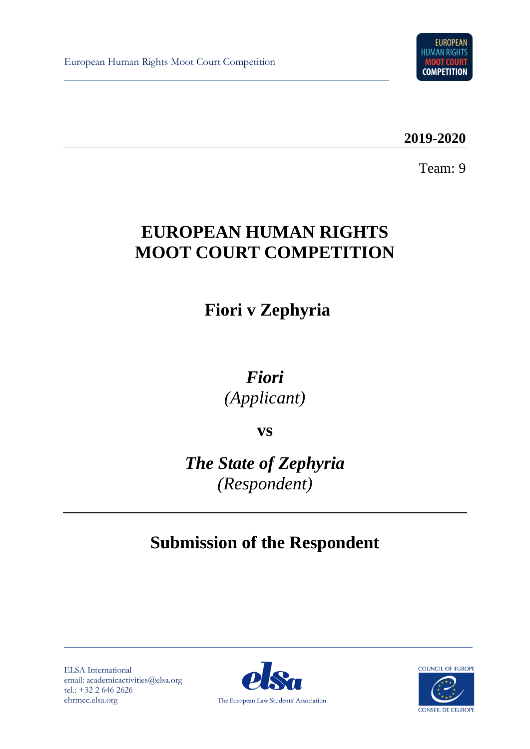European Human Rights Moot Court Competition

**2019-2020**

Team: 9

# EUROPEAN HUMAN RIGHTS MOOT COURT COMPETITION

## Fiori v Zephyria

***Fiori***
*(Applicant)*

**vs**

***The State of Zephyria***
*(Respondent)*

## Submission of the Respondent

ELSA International
email: academicactivities@elsa.org
tel.: +32 2 646 2626
ehrmcc.elsa.org

The European Law Students' Association

COUNCIL OF EUROPE
CONSEIL DE L'EUROPE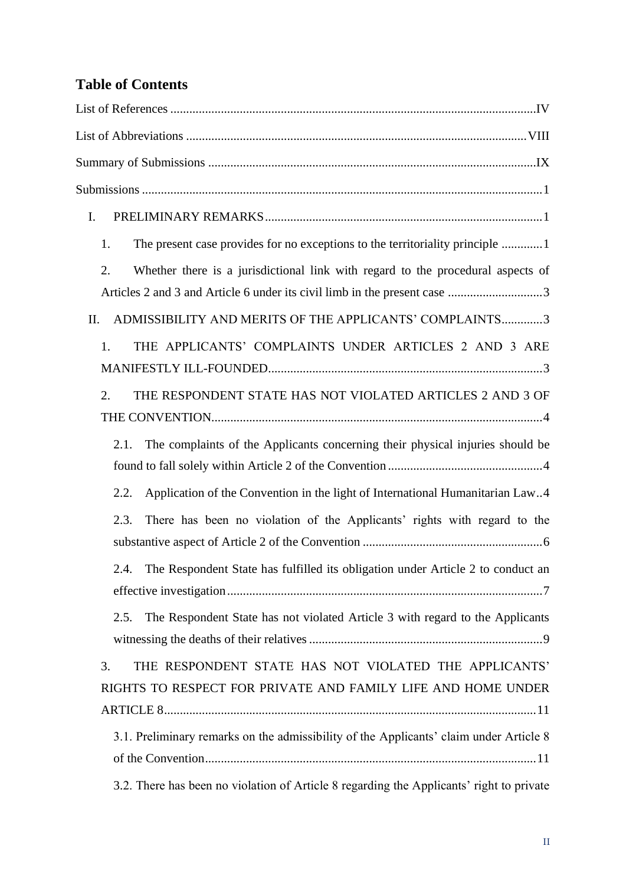## Table of Contents

List of References ................................................................................................................IV

List of Abbreviations ........................................................................................................VIII

Summary of Submissions .....................................................................................................IX

Submissions ...........................................................................................................................1

I. PRELIMINARY REMARKS......................................................................................1

1. The present case provides for no exceptions to the territoriality principle .............1

2. Whether there is a jurisdictional link with regard to the procedural aspects of Articles 2 and 3 and Article 6 under its civil limb in the present case .............................3

II. ADMISSIBILITY AND MERITS OF THE APPLICANTS' COMPLAINTS.............3

1. THE APPLICANTS' COMPLAINTS UNDER ARTICLES 2 AND 3 ARE MANIFESTLY ILL-FOUNDED.......................................................................................3

2. THE RESPONDENT STATE HAS NOT VIOLATED ARTICLES 2 AND 3 OF THE CONVENTION........................................................................................................4

2.1. The complaints of the Applicants concerning their physical injuries should be found to fall solely within Article 2 of the Convention ................................................4

2.2. Application of the Convention in the light of International Humanitarian Law..4

2.3. There has been no violation of the Applicants' rights with regard to the substantive aspect of Article 2 of the Convention .........................................................6

2.4. The Respondent State has fulfilled its obligation under Article 2 to conduct an effective investigation ...................................................................................................7

2.5. The Respondent State has not violated Article 3 with regard to the Applicants witnessing the deaths of their relatives .........................................................................9

3. THE RESPONDENT STATE HAS NOT VIOLATED THE APPLICANTS' RIGHTS TO RESPECT FOR PRIVATE AND FAMILY LIFE AND HOME UNDER ARTICLE 8....................................................................................................................11

3.1. Preliminary remarks on the admissibility of the Applicants' claim under Article 8 of the Convention.......................................................................................................11

3.2. There has been no violation of Article 8 regarding the Applicants' right to private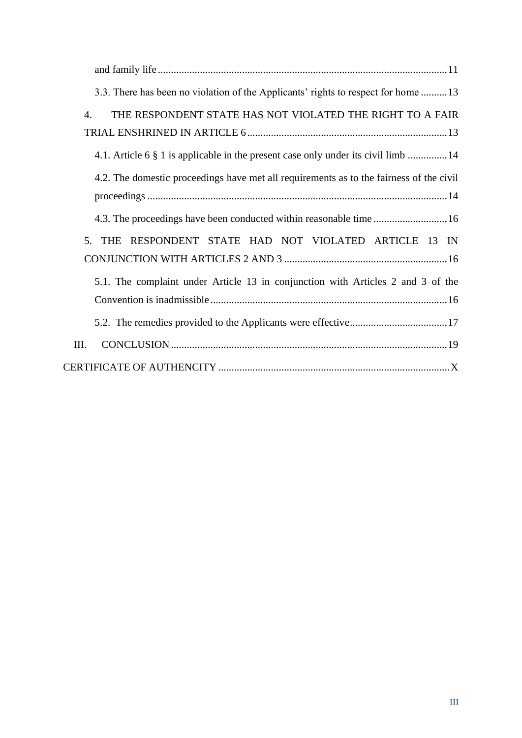and family life ..........................................................................................................11

3.3. There has been no violation of the Applicants' rights to respect for home ..........13

4. THE RESPONDENT STATE HAS NOT VIOLATED THE RIGHT TO A FAIR TRIAL ENSHRINED IN ARTICLE 6 ...........................................................................13

4.1. Article 6 § 1 is applicable in the present case only under its civil limb ...............14

4.2. The domestic proceedings have met all requirements as to the fairness of the civil proceedings ..................................................................................................................14

4.3. The proceedings have been conducted within reasonable time ............................16

5. THE RESPONDENT STATE HAD NOT VIOLATED ARTICLE 13 IN CONJUNCTION WITH ARTICLES 2 AND 3 ..............................................................16

5.1. The complaint under Article 13 in conjunction with Articles 2 and 3 of the Convention is inadmissible ..........................................................................................16

5.2. The remedies provided to the Applicants were effective.....................................17

III. CONCLUSION .........................................................................................................19

CERTIFICATE OF AUTHENCITY ........................................................................................X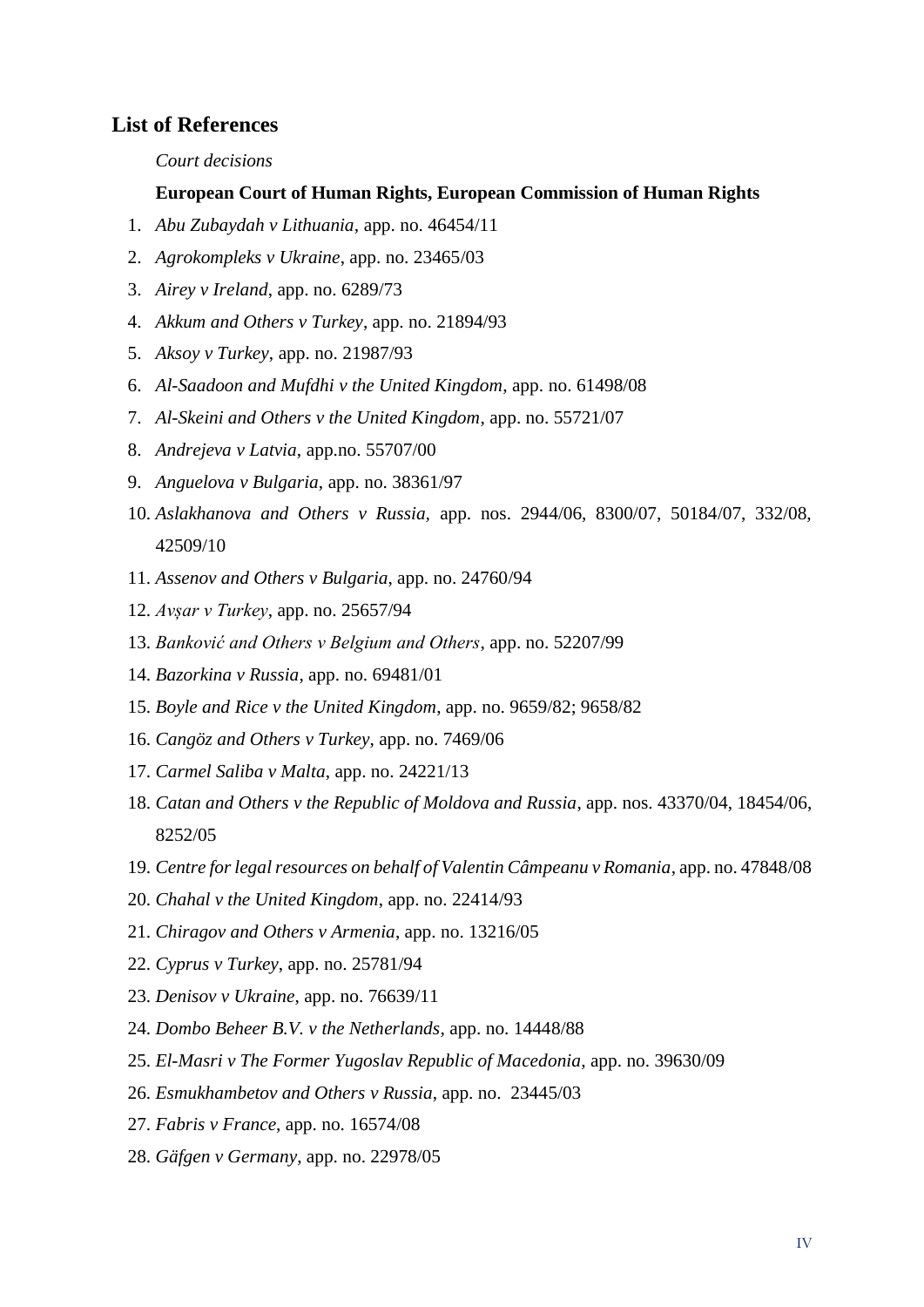## List of References

*Court decisions*

**European Court of Human Rights, European Commission of Human Rights**

1. *Abu Zubaydah v Lithuania*, app. no. 46454/11
2. *Agrokompleks v Ukraine*, app. no. 23465/03
3. *Airey v Ireland*, app. no. 6289/73
4. *Akkum and Others v Turkey*, app. no. 21894/93
5. *Aksoy v Turkey*, app. no. 21987/93
6. *Al-Saadoon and Mufdhi v the United Kingdom*, app. no. 61498/08
7. *Al-Skeini and Others v the United Kingdom*, app. no. 55721/07
8. *Andrejeva v Latvia*, app.no. 55707/00
9. *Anguelova v Bulgaria*, app. no. 38361/97
10. *Aslakhanova and Others v Russia*, app. nos. 2944/06, 8300/07, 50184/07, 332/08, 42509/10
11. *Assenov and Others v Bulgaria*, app. no. 24760/94
12. *Avşar v Turkey*, app. no. 25657/94
13. *Banković and Others v Belgium and Others*, app. no. 52207/99
14. *Bazorkina v Russia*, app. no. 69481/01
15. *Boyle and Rice v the United Kingdom*, app. no. 9659/82; 9658/82
16. *Cangöz and Others v Turkey*, app. no. 7469/06
17. *Carmel Saliba v Malta*, app. no. 24221/13
18. *Catan and Others v the Republic of Moldova and Russia*, app. nos. 43370/04, 18454/06, 8252/05
19. *Centre for legal resources on behalf of Valentin Câmpeanu v Romania*, app. no. 47848/08
20. *Chahal v the United Kingdom*, app. no. 22414/93
21. *Chiragov and Others v Armenia*, app. no. 13216/05
22. *Cyprus v Turkey*, app. no. 25781/94
23. *Denisov v Ukraine*, app. no. 76639/11
24. *Dombo Beheer B.V. v the Netherlands*, app. no. 14448/88
25. *El-Masri v The Former Yugoslav Republic of Macedonia*, app. no. 39630/09
26. *Esmukhambetov and Others v Russia*, app. no. 23445/03
27. *Fabris v France*, app. no. 16574/08
28. *Gäfgen v Germany*, app. no. 22978/05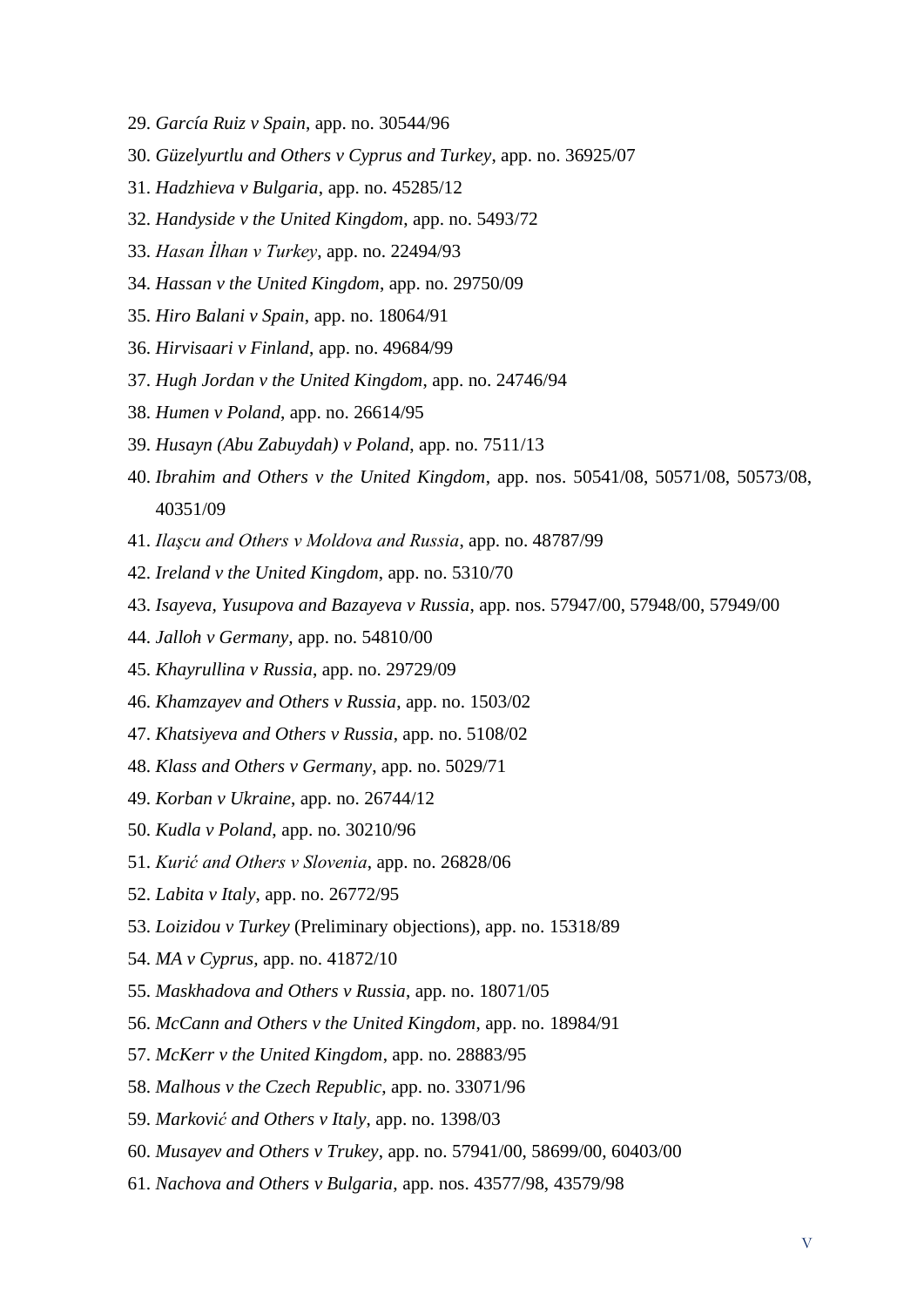29. *García Ruiz v Spain*, app. no. 30544/96
30. *Güzelyurtlu and Others v Cyprus and Turkey*, app. no. 36925/07
31. *Hadzhieva v Bulgaria*, app. no. 45285/12
32. *Handyside v the United Kingdom*, app. no. 5493/72
33. *Hasan İlhan v Turkey*, app. no. 22494/93
34. *Hassan v the United Kingdom*, app. no. 29750/09
35. *Hiro Balani v Spain*, app. no. 18064/91
36. *Hirvisaari v Finland*, app. no. 49684/99
37. *Hugh Jordan v the United Kingdom*, app. no. 24746/94
38. *Humen v Poland*, app. no. 26614/95
39. *Husayn (Abu Zabuydah) v Poland*, app. no. 7511/13
40. *Ibrahim and Others v the United Kingdom*, app. nos. 50541/08, 50571/08, 50573/08, 40351/09
41. *Ilaşcu and Others v Moldova and Russia*, app. no. 48787/99
42. *Ireland v the United Kingdom*, app. no. 5310/70
43. *Isayeva, Yusupova and Bazayeva v Russia*, app. nos. 57947/00, 57948/00, 57949/00
44. *Jalloh v Germany*, app. no. 54810/00
45. *Khayrullina v Russia*, app. no. 29729/09
46. *Khamzayev and Others v Russia*, app. no. 1503/02
47. *Khatsiyeva and Others v Russia*, app. no. 5108/02
48. *Klass and Others v Germany*, app. no. 5029/71
49. *Korban v Ukraine*, app. no. 26744/12
50. *Kudla v Poland*, app. no. 30210/96
51. *Kurić and Others v Slovenia*, app. no. 26828/06
52. *Labita v Italy*, app. no. 26772/95
53. *Loizidou v Turkey* (Preliminary objections), app. no. 15318/89
54. *MA v Cyprus*, app. no. 41872/10
55. *Maskhadova and Others v Russia*, app. no. 18071/05
56. *McCann and Others v the United Kingdom*, app. no. 18984/91
57. *McKerr v the United Kingdom*, app. no. 28883/95
58. *Malhous v the Czech Republic*, app. no. 33071/96
59. *Marković and Others v Italy*, app. no. 1398/03
60. *Musayev and Others v Trukey*, app. no. 57941/00, 58699/00, 60403/00
61. *Nachova and Others v Bulgaria*, app. nos. 43577/98, 43579/98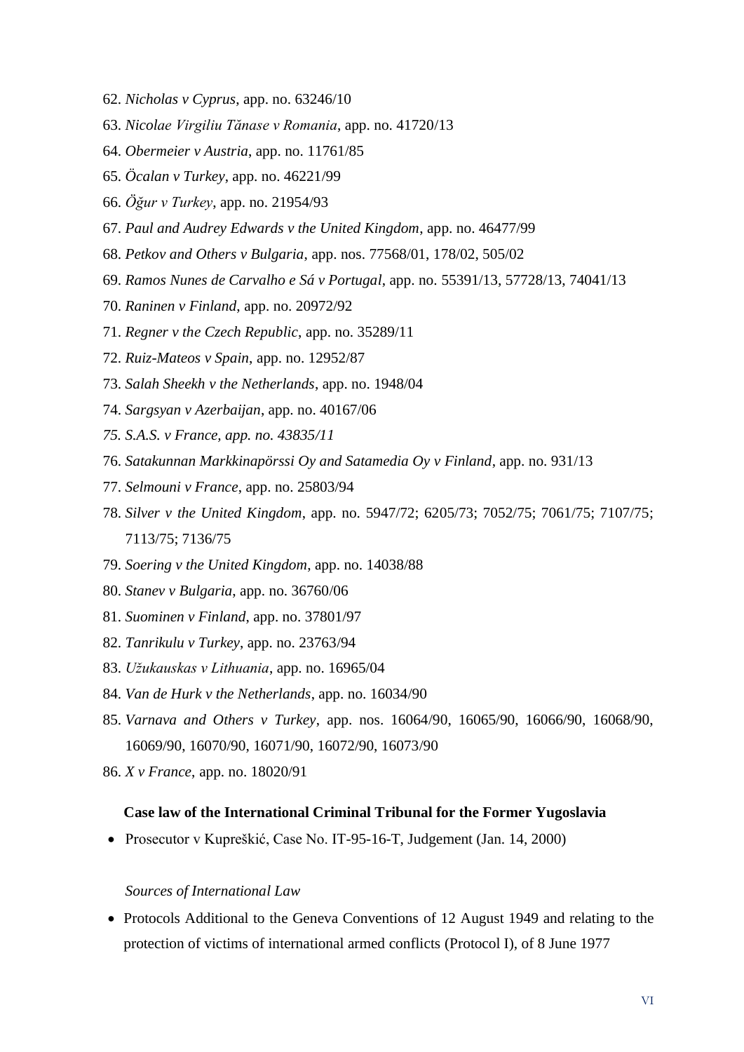62. *Nicholas v Cyprus*, app. no. 63246/10
63. *Nicolae Virgiliu Tănase v Romania*, app. no. 41720/13
64. *Obermeier v Austria*, app. no. 11761/85
65. *Öcalan v Turkey*, app. no. 46221/99
66. *Öğur v Turkey*, app. no. 21954/93
67. *Paul and Audrey Edwards v the United Kingdom*, app. no. 46477/99
68. *Petkov and Others v Bulgaria*, app. nos. 77568/01, 178/02, 505/02
69. *Ramos Nunes de Carvalho e Sá v Portugal*, app. no. 55391/13, 57728/13, 74041/13
70. *Raninen v Finland*, app. no. 20972/92
71. *Regner v the Czech Republic*, app. no. 35289/11
72. *Ruiz-Mateos v Spain*, app. no. 12952/87
73. *Salah Sheekh v the Netherlands*, app. no. 1948/04
74. *Sargsyan v Azerbaijan*, app. no. 40167/06
75. *S.A.S. v France, app. no. 43835/11*
76. *Satakunnan Markkinapörssi Oy and Satamedia Oy v Finland*, app. no. 931/13
77. *Selmouni v France*, app. no. 25803/94
78. *Silver v the United Kingdom*, app. no. 5947/72; 6205/73; 7052/75; 7061/75; 7107/75; 7113/75; 7136/75
79. *Soering v the United Kingdom*, app. no. 14038/88
80. *Stanev v Bulgaria*, app. no. 36760/06
81. *Suominen v Finland*, app. no. 37801/97
82. *Tanrikulu v Turkey*, app. no. 23763/94
83. *Užukauskas v Lithuania*, app. no. 16965/04
84. *Van de Hurk v the Netherlands*, app. no. 16034/90
85. *Varnava and Others v Turkey*, app. nos. 16064/90, 16065/90, 16066/90, 16068/90, 16069/90, 16070/90, 16071/90, 16072/90, 16073/90
86. *X v France*, app. no. 18020/91

**Case law of the International Criminal Tribunal for the Former Yugoslavia**

- Prosecutor v Kupreškić, Case No. IT-95-16-T, Judgement (Jan. 14, 2000)

*Sources of International Law*

- Protocols Additional to the Geneva Conventions of 12 August 1949 and relating to the protection of victims of international armed conflicts (Protocol I), of 8 June 1977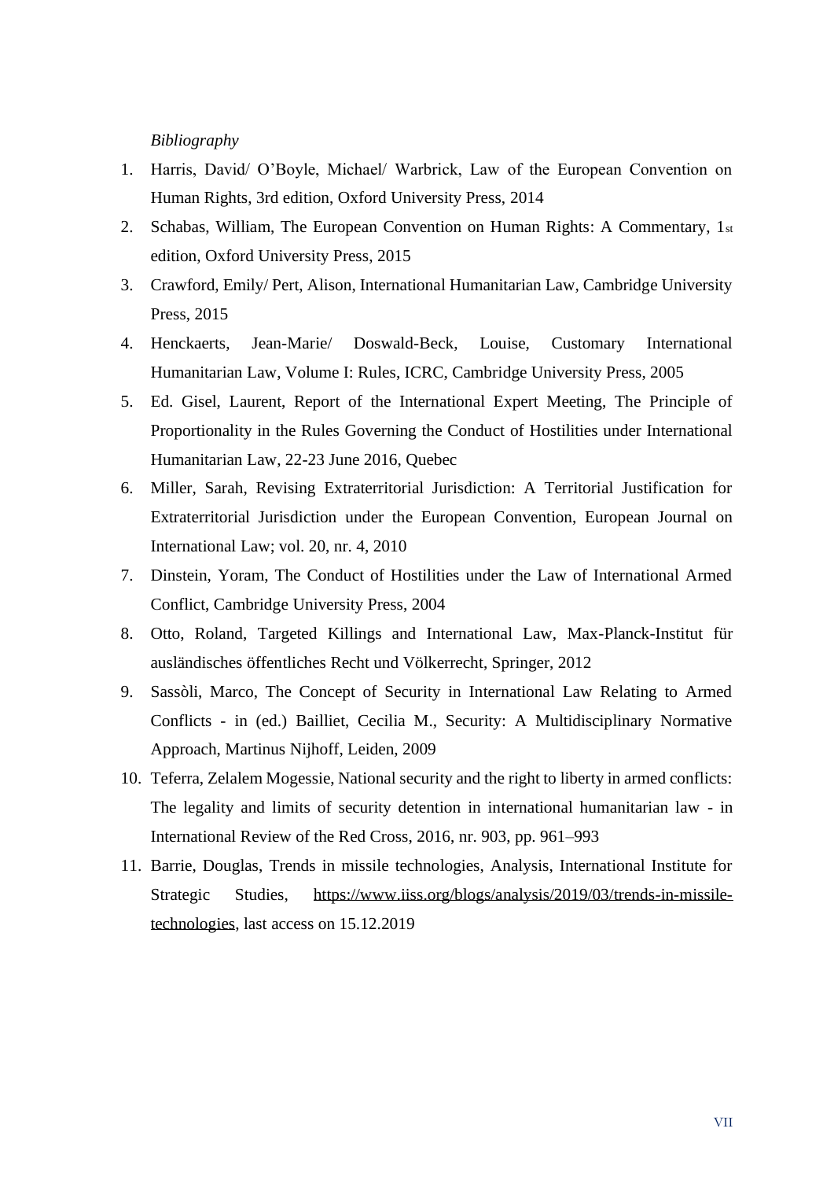*Bibliography*

1. Harris, David/ O'Boyle, Michael/ Warbrick, Law of the European Convention on Human Rights, 3rd edition, Oxford University Press, 2014
2. Schabas, William, The European Convention on Human Rights: A Commentary, 1st edition, Oxford University Press, 2015
3. Crawford, Emily/ Pert, Alison, International Humanitarian Law, Cambridge University Press, 2015
4. Henckaerts, Jean-Marie/ Doswald-Beck, Louise, Customary International Humanitarian Law, Volume I: Rules, ICRC, Cambridge University Press, 2005
5. Ed. Gisel, Laurent, Report of the International Expert Meeting, The Principle of Proportionality in the Rules Governing the Conduct of Hostilities under International Humanitarian Law, 22-23 June 2016, Quebec
6. Miller, Sarah, Revising Extraterritorial Jurisdiction: A Territorial Justification for Extraterritorial Jurisdiction under the European Convention, European Journal on International Law; vol. 20, nr. 4, 2010
7. Dinstein, Yoram, The Conduct of Hostilities under the Law of International Armed Conflict, Cambridge University Press, 2004
8. Otto, Roland, Targeted Killings and International Law, Max-Planck-Institut für ausländisches öffentliches Recht und Völkerrecht, Springer, 2012
9. Sassòli, Marco, The Concept of Security in International Law Relating to Armed Conflicts - in (ed.) Bailliet, Cecilia M., Security: A Multidisciplinary Normative Approach, Martinus Nijhoff, Leiden, 2009
10. Teferra, Zelalem Mogessie, National security and the right to liberty in armed conflicts: The legality and limits of security detention in international humanitarian law - in International Review of the Red Cross, 2016, nr. 903, pp. 961–993
11. Barrie, Douglas, Trends in missile technologies, Analysis, International Institute for Strategic Studies, https://www.iiss.org/blogs/analysis/2019/03/trends-in-missile-technologies, last access on 15.12.2019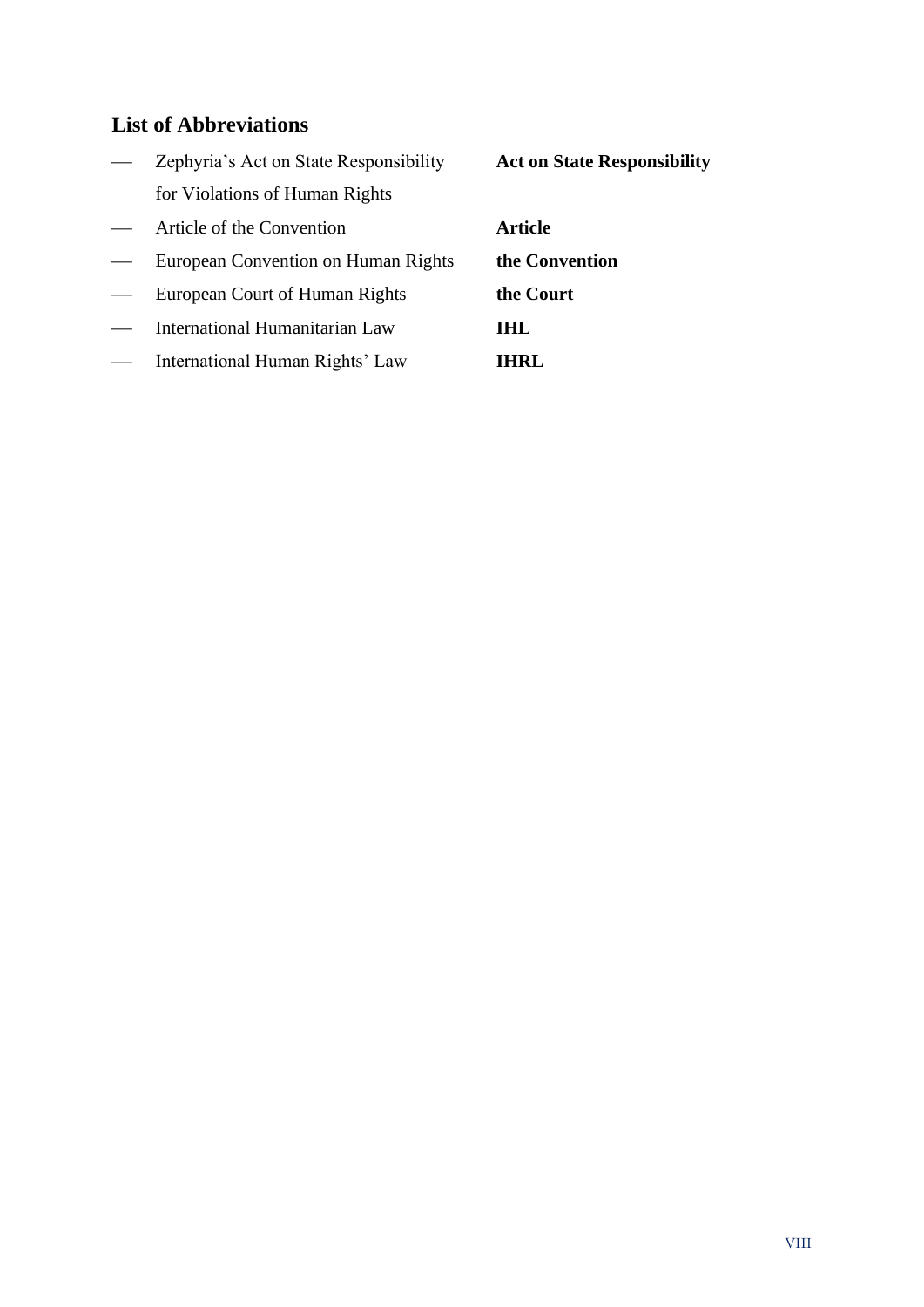## List of Abbreviations

- Zephyria's Act on State Responsibility for Violations of Human Rights — **Act on State Responsibility**
- Article of the Convention — **Article**
- European Convention on Human Rights — **the Convention**
- European Court of Human Rights — **the Court**
- International Humanitarian Law — **IHL**
- International Human Rights' Law — **IHRL**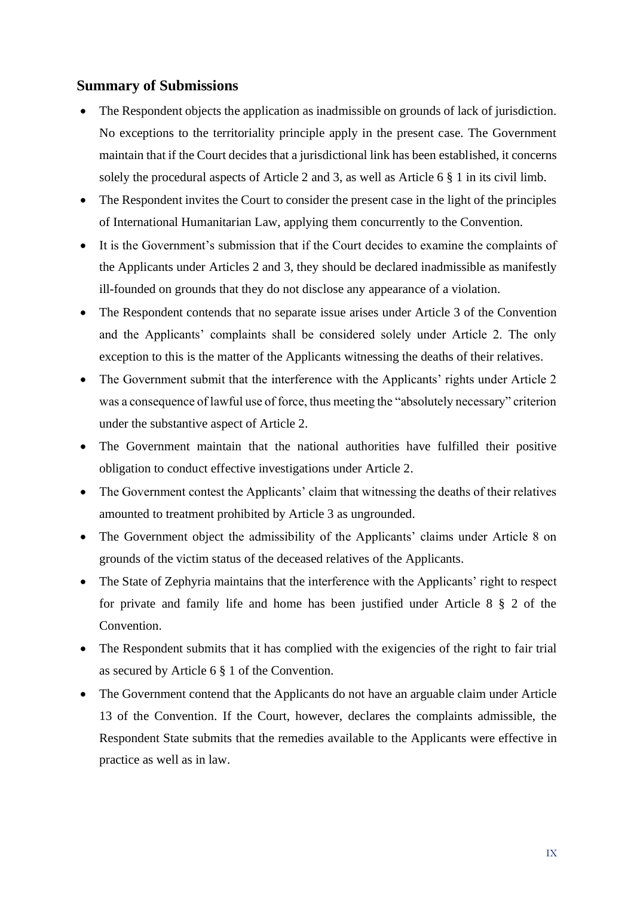## Summary of Submissions

- The Respondent objects the application as inadmissible on grounds of lack of jurisdiction. No exceptions to the territoriality principle apply in the present case. The Government maintain that if the Court decides that a jurisdictional link has been established, it concerns solely the procedural aspects of Article 2 and 3, as well as Article 6 § 1 in its civil limb.
- The Respondent invites the Court to consider the present case in the light of the principles of International Humanitarian Law, applying them concurrently to the Convention.
- It is the Government's submission that if the Court decides to examine the complaints of the Applicants under Articles 2 and 3, they should be declared inadmissible as manifestly ill-founded on grounds that they do not disclose any appearance of a violation.
- The Respondent contends that no separate issue arises under Article 3 of the Convention and the Applicants' complaints shall be considered solely under Article 2. The only exception to this is the matter of the Applicants witnessing the deaths of their relatives.
- The Government submit that the interference with the Applicants' rights under Article 2 was a consequence of lawful use of force, thus meeting the "absolutely necessary" criterion under the substantive aspect of Article 2.
- The Government maintain that the national authorities have fulfilled their positive obligation to conduct effective investigations under Article 2.
- The Government contest the Applicants' claim that witnessing the deaths of their relatives amounted to treatment prohibited by Article 3 as ungrounded.
- The Government object the admissibility of the Applicants' claims under Article 8 on grounds of the victim status of the deceased relatives of the Applicants.
- The State of Zephyria maintains that the interference with the Applicants' right to respect for private and family life and home has been justified under Article 8 § 2 of the Convention.
- The Respondent submits that it has complied with the exigencies of the right to fair trial as secured by Article 6 § 1 of the Convention.
- The Government contend that the Applicants do not have an arguable claim under Article 13 of the Convention. If the Court, however, declares the complaints admissible, the Respondent State submits that the remedies available to the Applicants were effective in practice as well as in law.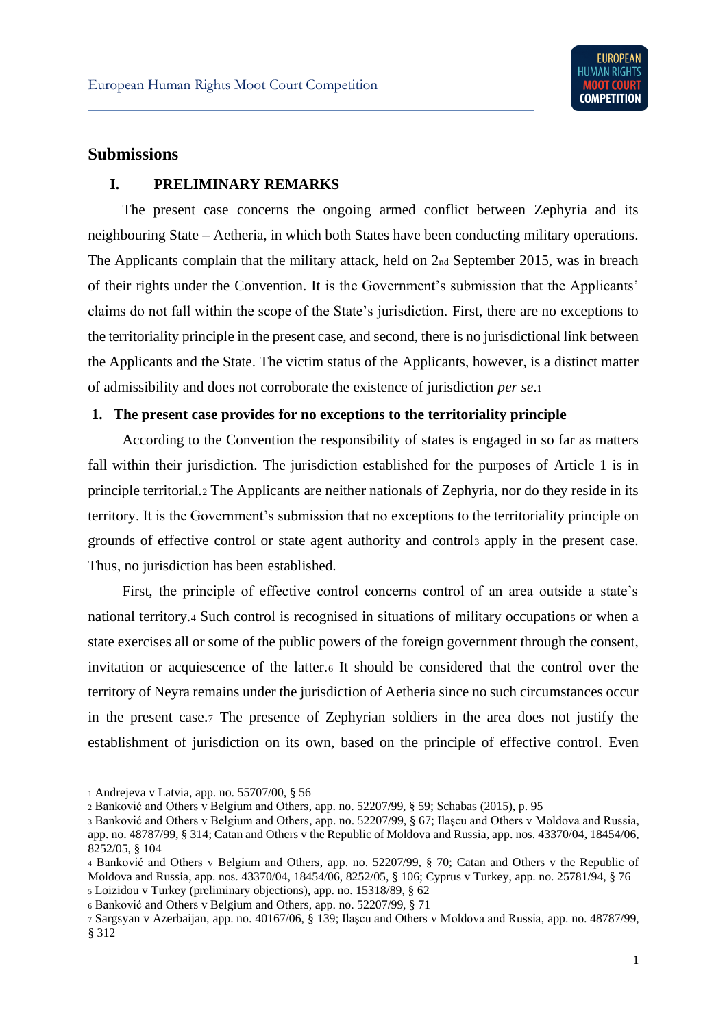# Submissions

## I. PRELIMINARY REMARKS

The present case concerns the ongoing armed conflict between Zephyria and its neighbouring State – Aetheria, in which both States have been conducting military operations. The Applicants complain that the military attack, held on 2nd September 2015, was in breach of their rights under the Convention. It is the Government's submission that the Applicants' claims do not fall within the scope of the State's jurisdiction. First, there are no exceptions to the territoriality principle in the present case, and second, there is no jurisdictional link between the Applicants and the State. The victim status of the Applicants, however, is a distinct matter of admissibility and does not corroborate the existence of jurisdiction *per se*.[1]

### 1. The present case provides for no exceptions to the territoriality principle

According to the Convention the responsibility of states is engaged in so far as matters fall within their jurisdiction. The jurisdiction established for the purposes of Article 1 is in principle territorial.[2] The Applicants are neither nationals of Zephyria, nor do they reside in its territory. It is the Government's submission that no exceptions to the territoriality principle on grounds of effective control or state agent authority and control[3] apply in the present case. Thus, no jurisdiction has been established.

First, the principle of effective control concerns control of an area outside a state's national territory.[4] Such control is recognised in situations of military occupations[5] or when a state exercises all or some of the public powers of the foreign government through the consent, invitation or acquiescence of the latter.[6] It should be considered that the control over the territory of Neyra remains under the jurisdiction of Aetheria since no such circumstances occur in the present case.[7] The presence of Zephyrian soldiers in the area does not justify the establishment of jurisdiction on its own, based on the principle of effective control. Even

---

[1] Andrejeva v Latvia, app. no. 55707/00, § 56

[2] Banković and Others v Belgium and Others, app. no. 52207/99, § 59; Schabas (2015), p. 95

[3] Banković and Others v Belgium and Others, app. no. 52207/99, § 67; Ilaşcu and Others v Moldova and Russia, app. no. 48787/99, § 314; Catan and Others v the Republic of Moldova and Russia, app. nos. 43370/04, 18454/06, 8252/05, § 104

[4] Banković and Others v Belgium and Others, app. no. 52207/99, § 70; Catan and Others v the Republic of Moldova and Russia, app. nos. 43370/04, 18454/06, 8252/05, § 106; Cyprus v Turkey, app. no. 25781/94, § 76

[5] Loizidou v Turkey (preliminary objections), app. no. 15318/89, § 62

[6] Banković and Others v Belgium and Others, app. no. 52207/99, § 71

[7] Sargsyan v Azerbaijan, app. no. 40167/06, § 139; Ilaşcu and Others v Moldova and Russia, app. no. 48787/99, § 312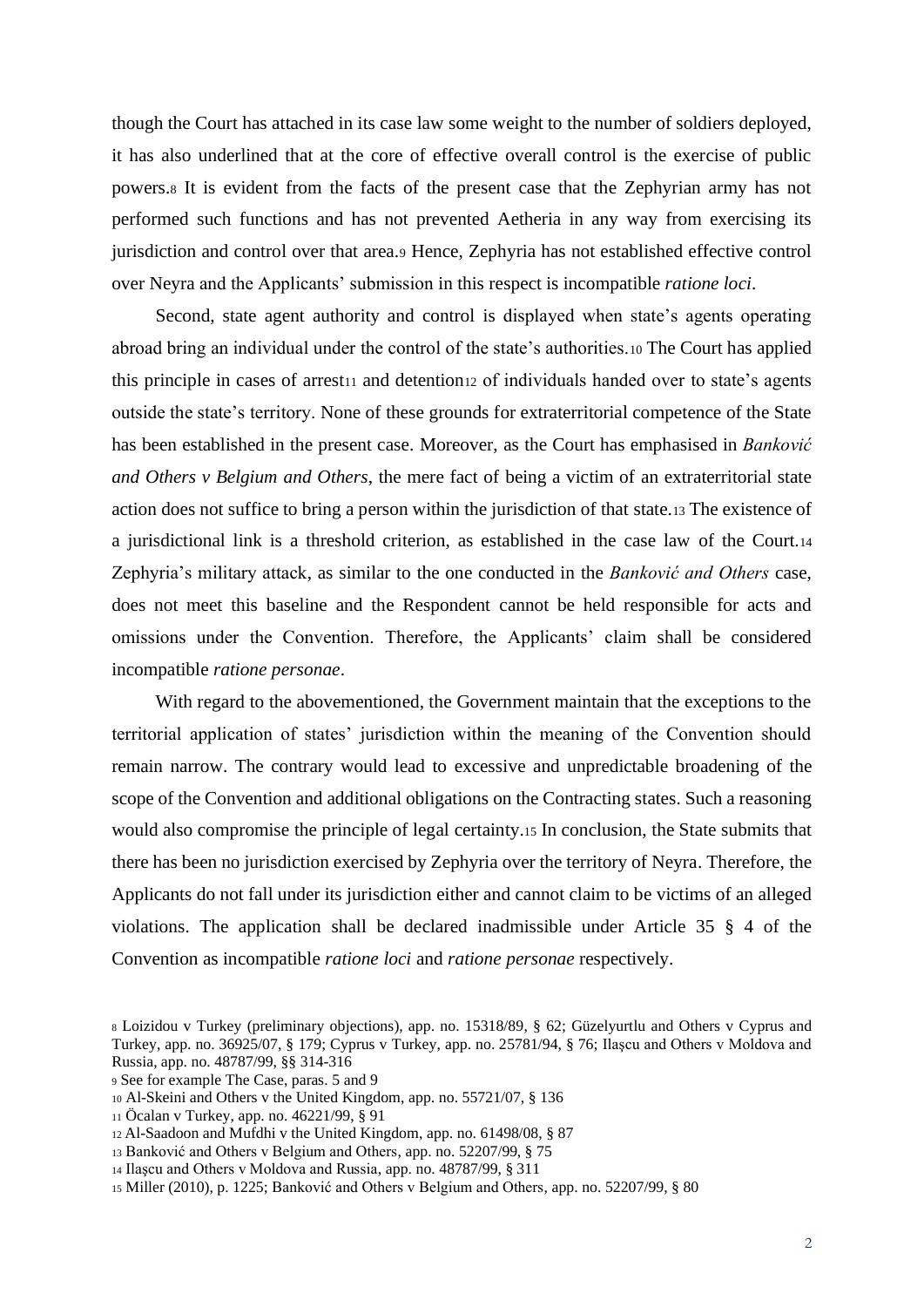though the Court has attached in its case law some weight to the number of soldiers deployed, it has also underlined that at the core of effective overall control is the exercise of public powers.[8] It is evident from the facts of the present case that the Zephyrian army has not performed such functions and has not prevented Aetheria in any way from exercising its jurisdiction and control over that area.[9] Hence, Zephyria has not established effective control over Neyra and the Applicants' submission in this respect is incompatible *ratione loci*.

Second, state agent authority and control is displayed when state's agents operating abroad bring an individual under the control of the state's authorities.[10] The Court has applied this principle in cases of arrest[11] and detention[12] of individuals handed over to state's agents outside the state's territory. None of these grounds for extraterritorial competence of the State has been established in the present case. Moreover, as the Court has emphasised in *Banković and Others v Belgium and Others*, the mere fact of being a victim of an extraterritorial state action does not suffice to bring a person within the jurisdiction of that state.[13] The existence of a jurisdictional link is a threshold criterion, as established in the case law of the Court.[14] Zephyria's military attack, as similar to the one conducted in the *Banković and Others* case, does not meet this baseline and the Respondent cannot be held responsible for acts and omissions under the Convention. Therefore, the Applicants' claim shall be considered incompatible *ratione personae*.

With regard to the abovementioned, the Government maintain that the exceptions to the territorial application of states' jurisdiction within the meaning of the Convention should remain narrow. The contrary would lead to excessive and unpredictable broadening of the scope of the Convention and additional obligations on the Contracting states. Such a reasoning would also compromise the principle of legal certainty.[15] In conclusion, the State submits that there has been no jurisdiction exercised by Zephyria over the territory of Neyra. Therefore, the Applicants do not fall under its jurisdiction either and cannot claim to be victims of an alleged violations. The application shall be declared inadmissible under Article 35 § 4 of the Convention as incompatible *ratione loci* and *ratione personae* respectively.

---

[8] Loizidou v Turkey (preliminary objections), app. no. 15318/89, § 62; Güzelyurtlu and Others v Cyprus and Turkey, app. no. 36925/07, § 179; Cyprus v Turkey, app. no. 25781/94, § 76; Ilaşcu and Others v Moldova and Russia, app. no. 48787/99, §§ 314-316

[9] See for example The Case, paras. 5 and 9

[10] Al-Skeini and Others v the United Kingdom, app. no. 55721/07, § 136

[11] Öcalan v Turkey, app. no. 46221/99, § 91

[12] Al-Saadoon and Mufdhi v the United Kingdom, app. no. 61498/08, § 87

[13] Banković and Others v Belgium and Others, app. no. 52207/99, § 75

[14] Ilaşcu and Others v Moldova and Russia, app. no. 48787/99, § 311

[15] Miller (2010), p. 1225; Banković and Others v Belgium and Others, app. no. 52207/99, § 80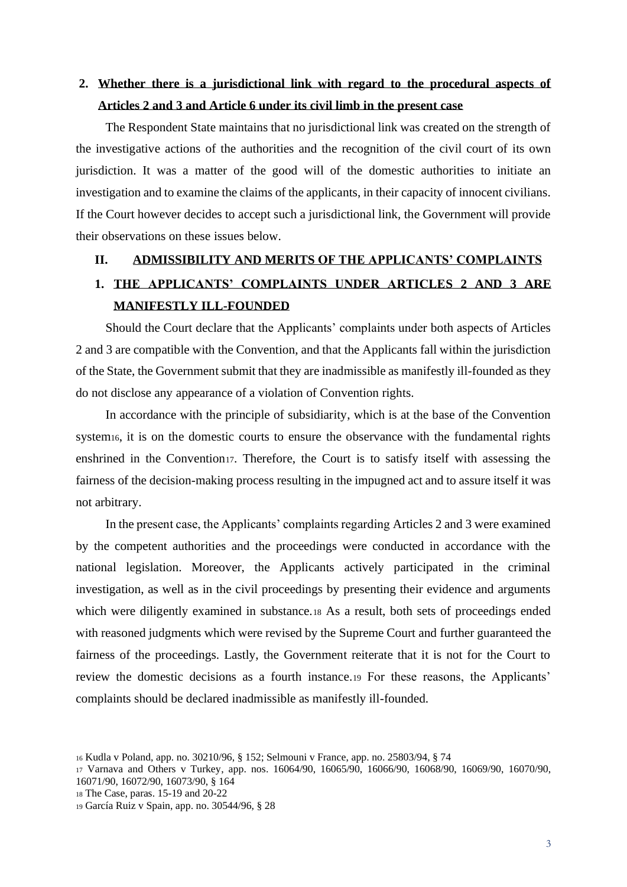**2. <u>Whether there is a jurisdictional link with regard to the procedural aspects of Articles 2 and 3 and Article 6 under its civil limb in the present case</u>**

The Respondent State maintains that no jurisdictional link was created on the strength of the investigative actions of the authorities and the recognition of the civil court of its own jurisdiction. It was a matter of the good will of the domestic authorities to initiate an investigation and to examine the claims of the applicants, in their capacity of innocent civilians. If the Court however decides to accept such a jurisdictional link, the Government will provide their observations on these issues below.

## II. <u>ADMISSIBILITY AND MERITS OF THE APPLICANTS' COMPLAINTS</u>

### 1. <u>THE APPLICANTS' COMPLAINTS UNDER ARTICLES 2 AND 3 ARE MANIFESTLY ILL-FOUNDED</u>

Should the Court declare that the Applicants' complaints under both aspects of Articles 2 and 3 are compatible with the Convention, and that the Applicants fall within the jurisdiction of the State, the Government submit that they are inadmissible as manifestly ill-founded as they do not disclose any appearance of a violation of Convention rights.

In accordance with the principle of subsidiarity, which is at the base of the Convention system[16], it is on the domestic courts to ensure the observance with the fundamental rights enshrined in the Convention[17]. Therefore, the Court is to satisfy itself with assessing the fairness of the decision-making process resulting in the impugned act and to assure itself it was not arbitrary.

In the present case, the Applicants' complaints regarding Articles 2 and 3 were examined by the competent authorities and the proceedings were conducted in accordance with the national legislation. Moreover, the Applicants actively participated in the criminal investigation, as well as in the civil proceedings by presenting their evidence and arguments which were diligently examined in substance.[18] As a result, both sets of proceedings ended with reasoned judgments which were revised by the Supreme Court and further guaranteed the fairness of the proceedings. Lastly, the Government reiterate that it is not for the Court to review the domestic decisions as a fourth instance.[19] For these reasons, the Applicants' complaints should be declared inadmissible as manifestly ill-founded.

---

[16] Kudla v Poland, app. no. 30210/96, § 152; Selmouni v France, app. no. 25803/94, § 74

[17] Varnava and Others v Turkey, app. nos. 16064/90, 16065/90, 16066/90, 16068/90, 16069/90, 16070/90, 16071/90, 16072/90, 16073/90, § 164

[18] The Case, paras. 15-19 and 20-22

[19] García Ruiz v Spain, app. no. 30544/96, § 28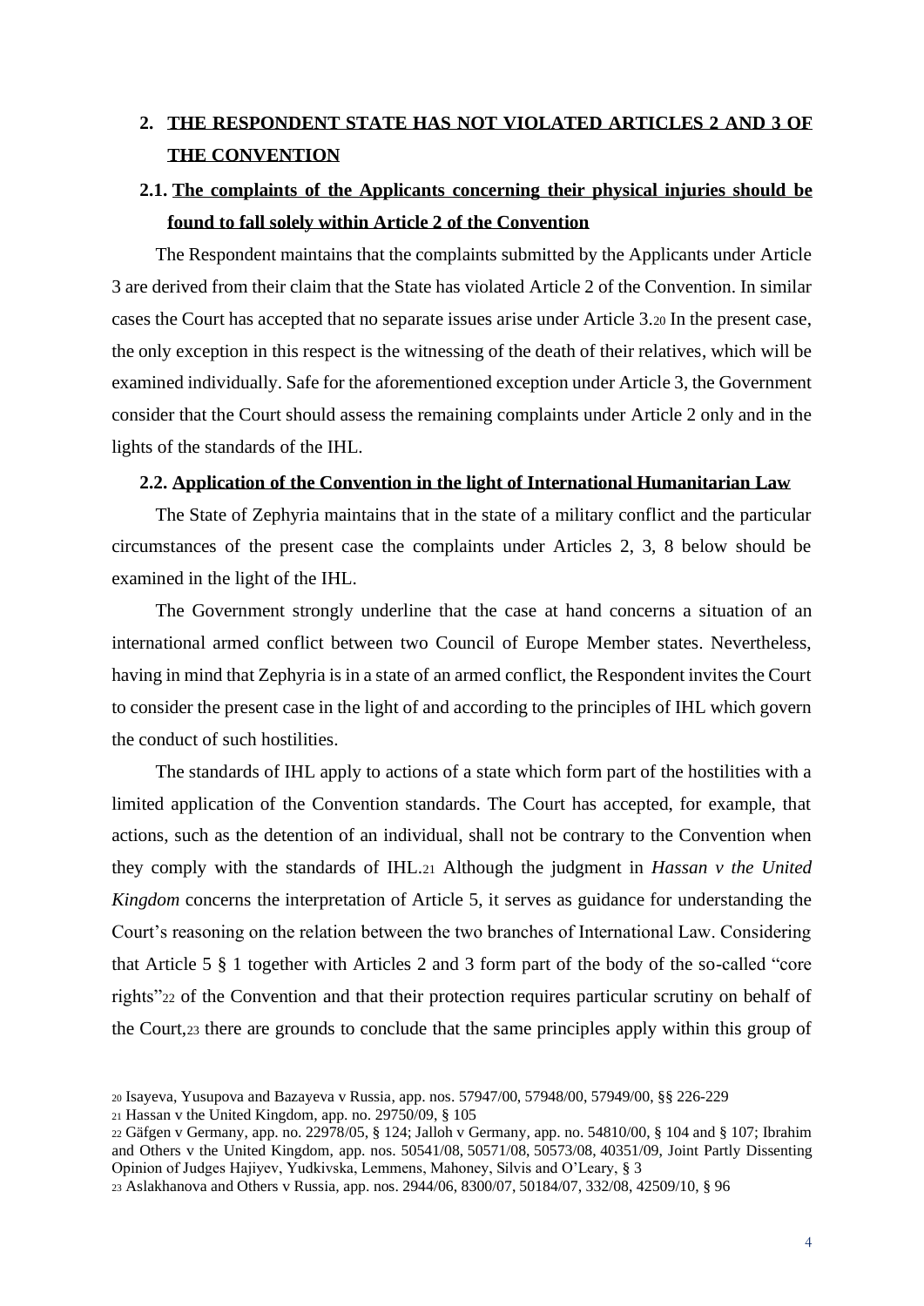## 2. THE RESPONDENT STATE HAS NOT VIOLATED ARTICLES 2 AND 3 OF THE CONVENTION

### 2.1. The complaints of the Applicants concerning their physical injuries should be found to fall solely within Article 2 of the Convention

The Respondent maintains that the complaints submitted by the Applicants under Article 3 are derived from their claim that the State has violated Article 2 of the Convention. In similar cases the Court has accepted that no separate issues arise under Article 3.[20] In the present case, the only exception in this respect is the witnessing of the death of their relatives, which will be examined individually. Safe for the aforementioned exception under Article 3, the Government consider that the Court should assess the remaining complaints under Article 2 only and in the lights of the standards of the IHL.

### 2.2. Application of the Convention in the light of International Humanitarian Law

The State of Zephyria maintains that in the state of a military conflict and the particular circumstances of the present case the complaints under Articles 2, 3, 8 below should be examined in the light of the IHL.

The Government strongly underline that the case at hand concerns a situation of an international armed conflict between two Council of Europe Member states. Nevertheless, having in mind that Zephyria is in a state of an armed conflict, the Respondent invites the Court to consider the present case in the light of and according to the principles of IHL which govern the conduct of such hostilities.

The standards of IHL apply to actions of a state which form part of the hostilities with a limited application of the Convention standards. The Court has accepted, for example, that actions, such as the detention of an individual, shall not be contrary to the Convention when they comply with the standards of IHL.[21] Although the judgment in *Hassan v the United Kingdom* concerns the interpretation of Article 5, it serves as guidance for understanding the Court's reasoning on the relation between the two branches of International Law. Considering that Article 5 § 1 together with Articles 2 and 3 form part of the body of the so-called "core rights"[22] of the Convention and that their protection requires particular scrutiny on behalf of the Court,[23] there are grounds to conclude that the same principles apply within this group of

[20] Isayeva, Yusupova and Bazayeva v Russia, app. nos. 57947/00, 57948/00, 57949/00, §§ 226-229

[21] Hassan v the United Kingdom, app. no. 29750/09, § 105

[22] Gäfgen v Germany, app. no. 22978/05, § 124; Jalloh v Germany, app. no. 54810/00, § 104 and § 107; Ibrahim and Others v the United Kingdom, app. nos. 50541/08, 50571/08, 50573/08, 40351/09, Joint Partly Dissenting Opinion of Judges Hajiyev, Yudkivska, Lemmens, Mahoney, Silvis and O'Leary, § 3

[23] Aslakhanova and Others v Russia, app. nos. 2944/06, 8300/07, 50184/07, 332/08, 42509/10, § 96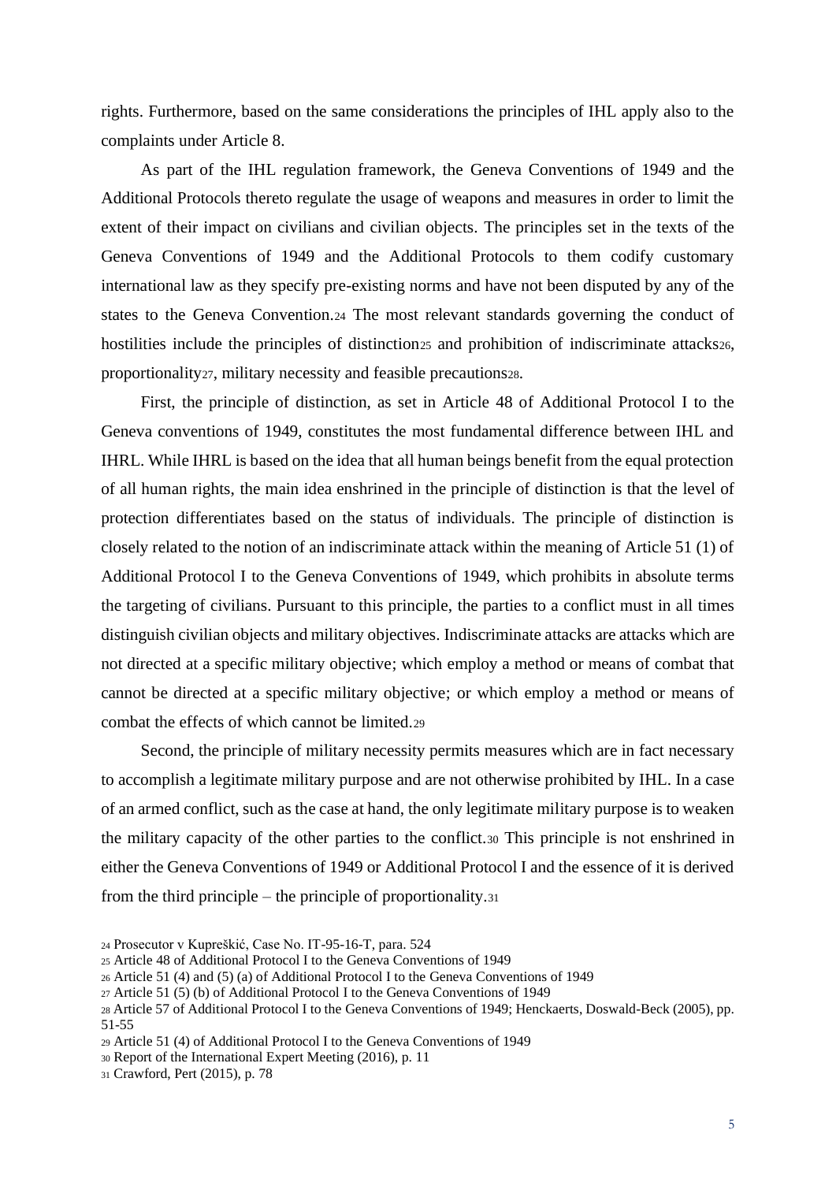rights. Furthermore, based on the same considerations the principles of IHL apply also to the complaints under Article 8.

As part of the IHL regulation framework, the Geneva Conventions of 1949 and the Additional Protocols thereto regulate the usage of weapons and measures in order to limit the extent of their impact on civilians and civilian objects. The principles set in the texts of the Geneva Conventions of 1949 and the Additional Protocols to them codify customary international law as they specify pre-existing norms and have not been disputed by any of the states to the Geneva Convention.[24] The most relevant standards governing the conduct of hostilities include the principles of distinction[25] and prohibition of indiscriminate attacks[26], proportionality[27], military necessity and feasible precautions[28].

First, the principle of distinction, as set in Article 48 of Additional Protocol I to the Geneva conventions of 1949, constitutes the most fundamental difference between IHL and IHRL. While IHRL is based on the idea that all human beings benefit from the equal protection of all human rights, the main idea enshrined in the principle of distinction is that the level of protection differentiates based on the status of individuals. The principle of distinction is closely related to the notion of an indiscriminate attack within the meaning of Article 51 (1) of Additional Protocol I to the Geneva Conventions of 1949, which prohibits in absolute terms the targeting of civilians. Pursuant to this principle, the parties to a conflict must in all times distinguish civilian objects and military objectives. Indiscriminate attacks are attacks which are not directed at a specific military objective; which employ a method or means of combat that cannot be directed at a specific military objective; or which employ a method or means of combat the effects of which cannot be limited.[29]

Second, the principle of military necessity permits measures which are in fact necessary to accomplish a legitimate military purpose and are not otherwise prohibited by IHL. In a case of an armed conflict, such as the case at hand, the only legitimate military purpose is to weaken the military capacity of the other parties to the conflict.[30] This principle is not enshrined in either the Geneva Conventions of 1949 or Additional Protocol I and the essence of it is derived from the third principle – the principle of proportionality.[31]

[24] Prosecutor v Kupreškić, Case No. IT-95-16-T, para. 524

[25] Article 48 of Additional Protocol I to the Geneva Conventions of 1949

[26] Article 51 (4) and (5) (a) of Additional Protocol I to the Geneva Conventions of 1949

[27] Article 51 (5) (b) of Additional Protocol I to the Geneva Conventions of 1949

[28] Article 57 of Additional Protocol I to the Geneva Conventions of 1949; Henckaerts, Doswald-Beck (2005), pp. 51-55

[29] Article 51 (4) of Additional Protocol I to the Geneva Conventions of 1949

[30] Report of the International Expert Meeting (2016), p. 11

[31] Crawford, Pert (2015), p. 78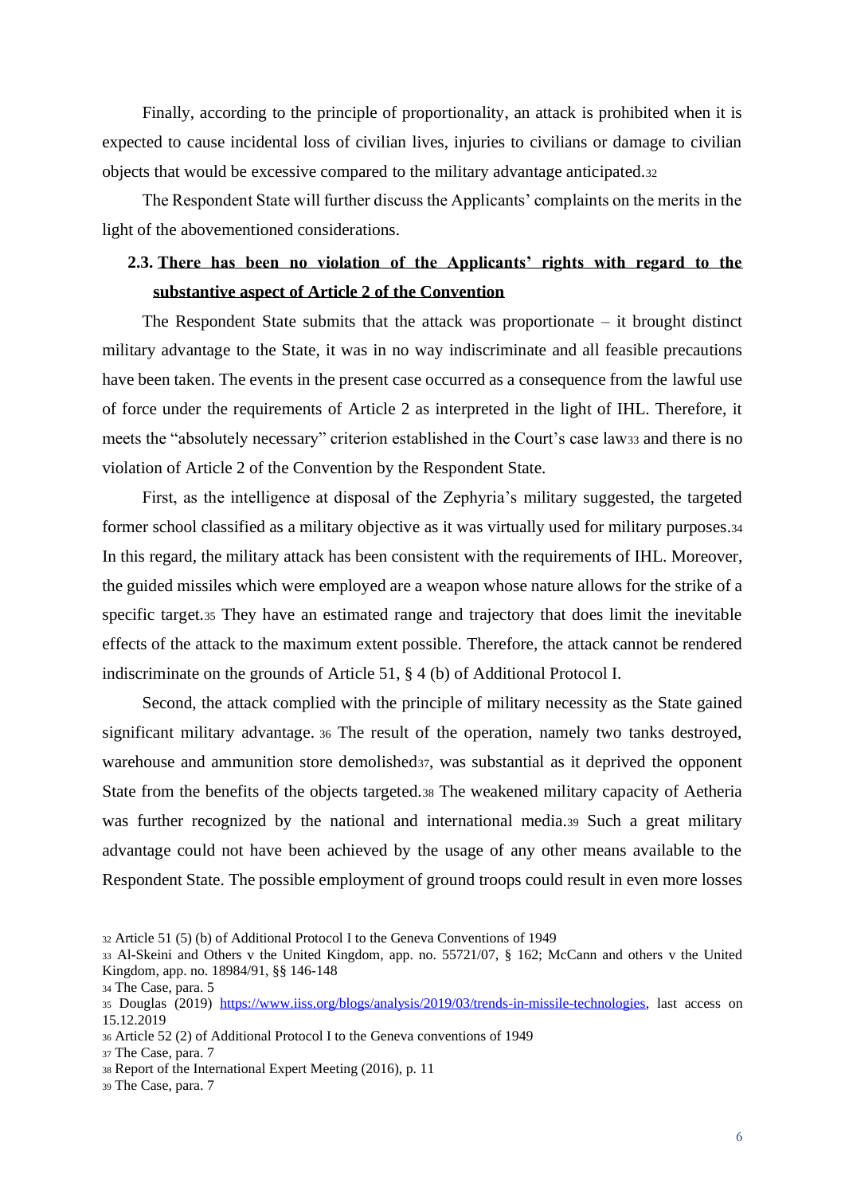Finally, according to the principle of proportionality, an attack is prohibited when it is expected to cause incidental loss of civilian lives, injuries to civilians or damage to civilian objects that would be excessive compared to the military advantage anticipated.[32]

The Respondent State will further discuss the Applicants' complaints on the merits in the light of the abovementioned considerations.

### 2.3. There has been no violation of the Applicants' rights with regard to the substantive aspect of Article 2 of the Convention

The Respondent State submits that the attack was proportionate – it brought distinct military advantage to the State, it was in no way indiscriminate and all feasible precautions have been taken. The events in the present case occurred as a consequence from the lawful use of force under the requirements of Article 2 as interpreted in the light of IHL. Therefore, it meets the "absolutely necessary" criterion established in the Court's case law[33] and there is no violation of Article 2 of the Convention by the Respondent State.

First, as the intelligence at disposal of the Zephyria's military suggested, the targeted former school classified as a military objective as it was virtually used for military purposes.[34] In this regard, the military attack has been consistent with the requirements of IHL. Moreover, the guided missiles which were employed are a weapon whose nature allows for the strike of a specific target.[35] They have an estimated range and trajectory that does limit the inevitable effects of the attack to the maximum extent possible. Therefore, the attack cannot be rendered indiscriminate on the grounds of Article 51, § 4 (b) of Additional Protocol I.

Second, the attack complied with the principle of military necessity as the State gained significant military advantage.[36] The result of the operation, namely two tanks destroyed, warehouse and ammunition store demolished[37], was substantial as it deprived the opponent State from the benefits of the objects targeted.[38] The weakened military capacity of Aetheria was further recognized by the national and international media.[39] Such a great military advantage could not have been achieved by the usage of any other means available to the Respondent State. The possible employment of ground troops could result in even more losses

---

[32] Article 51 (5) (b) of Additional Protocol I to the Geneva Conventions of 1949

[33] Al-Skeini and Others v the United Kingdom, app. no. 55721/07, § 162; McCann and others v the United Kingdom, app. no. 18984/91, §§ 146-148

[34] The Case, para. 5

[35] Douglas (2019) https://www.iiss.org/blogs/analysis/2019/03/trends-in-missile-technologies, last access on 15.12.2019

[36] Article 52 (2) of Additional Protocol I to the Geneva conventions of 1949

[37] The Case, para. 7

[38] Report of the International Expert Meeting (2016), p. 11

[39] The Case, para. 7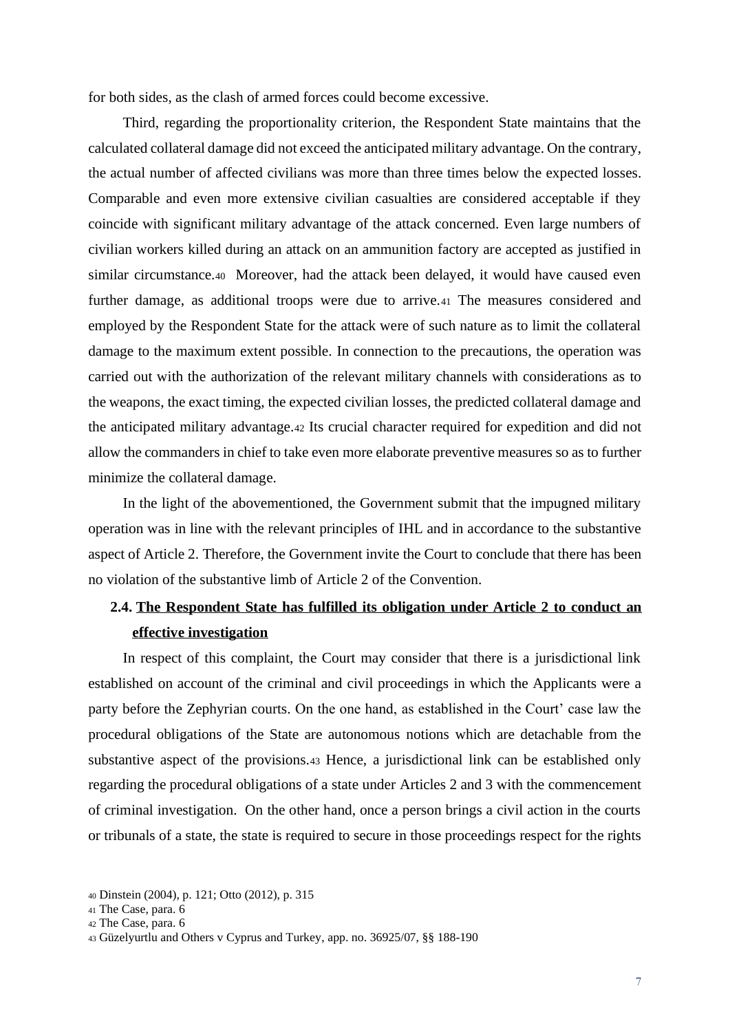for both sides, as the clash of armed forces could become excessive.

Third, regarding the proportionality criterion, the Respondent State maintains that the calculated collateral damage did not exceed the anticipated military advantage. On the contrary, the actual number of affected civilians was more than three times below the expected losses. Comparable and even more extensive civilian casualties are considered acceptable if they coincide with significant military advantage of the attack concerned. Even large numbers of civilian workers killed during an attack on an ammunition factory are accepted as justified in similar circumstance.[40] Moreover, had the attack been delayed, it would have caused even further damage, as additional troops were due to arrive.[41] The measures considered and employed by the Respondent State for the attack were of such nature as to limit the collateral damage to the maximum extent possible. In connection to the precautions, the operation was carried out with the authorization of the relevant military channels with considerations as to the weapons, the exact timing, the expected civilian losses, the predicted collateral damage and the anticipated military advantage.[42] Its crucial character required for expedition and did not allow the commanders in chief to take even more elaborate preventive measures so as to further minimize the collateral damage.

In the light of the abovementioned, the Government submit that the impugned military operation was in line with the relevant principles of IHL and in accordance to the substantive aspect of Article 2. Therefore, the Government invite the Court to conclude that there has been no violation of the substantive limb of Article 2 of the Convention.

### 2.4. **The Respondent State has fulfilled its obligation under Article 2 to conduct an effective investigation**

In respect of this complaint, the Court may consider that there is a jurisdictional link established on account of the criminal and civil proceedings in which the Applicants were a party before the Zephyrian courts. On the one hand, as established in the Court' case law the procedural obligations of the State are autonomous notions which are detachable from the substantive aspect of the provisions.[43] Hence, a jurisdictional link can be established only regarding the procedural obligations of a state under Articles 2 and 3 with the commencement of criminal investigation. On the other hand, once a person brings a civil action in the courts or tribunals of a state, the state is required to secure in those proceedings respect for the rights

---

[40] Dinstein (2004), p. 121; Otto (2012), p. 315

[41] The Case, para. 6

[42] The Case, para. 6

[43] Güzelyurtlu and Others v Cyprus and Turkey, app. no. 36925/07, §§ 188-190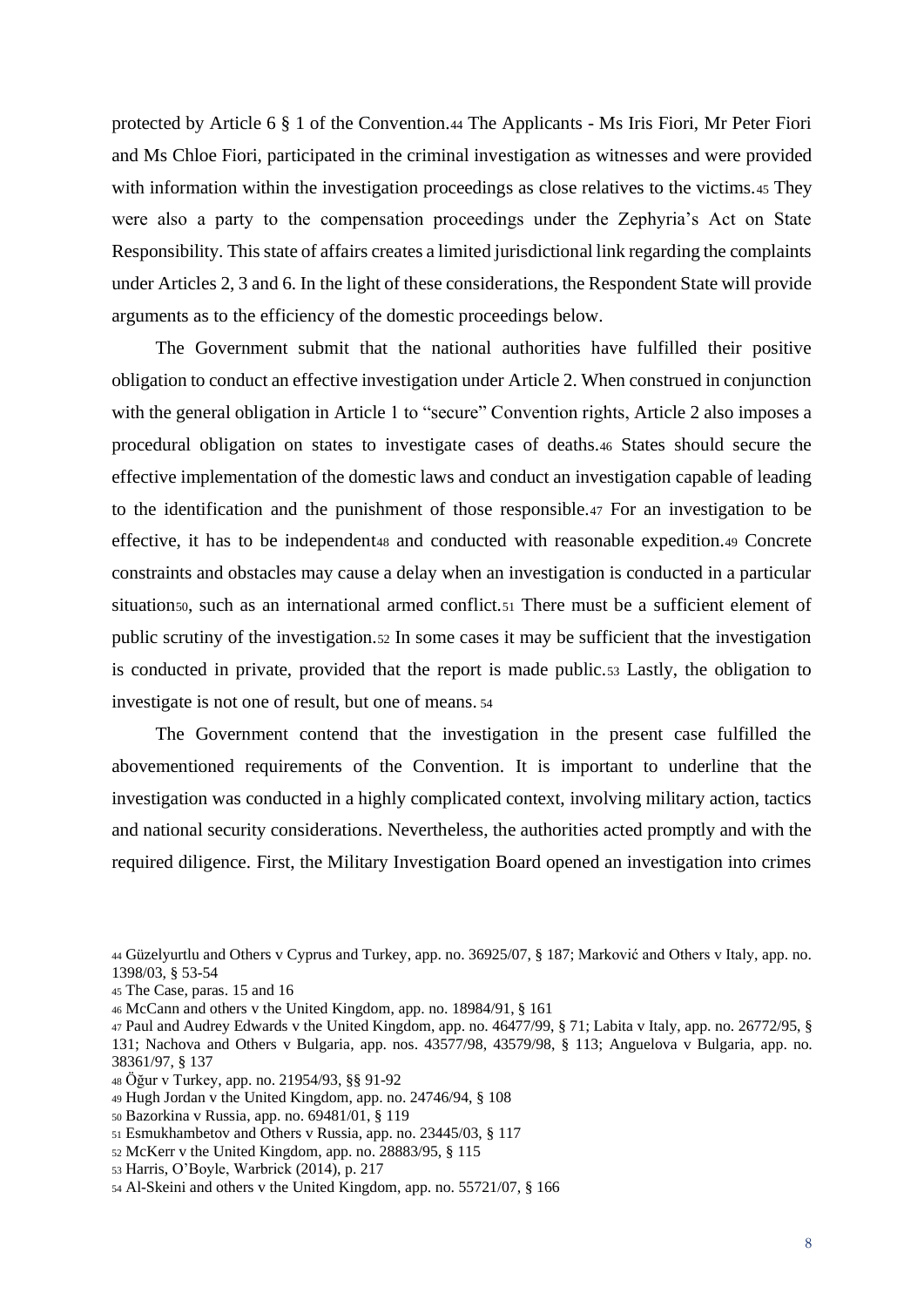protected by Article 6 § 1 of the Convention.[44] The Applicants - Ms Iris Fiori, Mr Peter Fiori and Ms Chloe Fiori, participated in the criminal investigation as witnesses and were provided with information within the investigation proceedings as close relatives to the victims.[45] They were also a party to the compensation proceedings under the Zephyria's Act on State Responsibility. This state of affairs creates a limited jurisdictional link regarding the complaints under Articles 2, 3 and 6. In the light of these considerations, the Respondent State will provide arguments as to the efficiency of the domestic proceedings below.

The Government submit that the national authorities have fulfilled their positive obligation to conduct an effective investigation under Article 2. When construed in conjunction with the general obligation in Article 1 to "secure" Convention rights, Article 2 also imposes a procedural obligation on states to investigate cases of deaths.[46] States should secure the effective implementation of the domestic laws and conduct an investigation capable of leading to the identification and the punishment of those responsible.[47] For an investigation to be effective, it has to be independent[48] and conducted with reasonable expedition.[49] Concrete constraints and obstacles may cause a delay when an investigation is conducted in a particular situation[50], such as an international armed conflict.[51] There must be a sufficient element of public scrutiny of the investigation.[52] In some cases it may be sufficient that the investigation is conducted in private, provided that the report is made public.[53] Lastly, the obligation to investigate is not one of result, but one of means. [54]

The Government contend that the investigation in the present case fulfilled the abovementioned requirements of the Convention. It is important to underline that the investigation was conducted in a highly complicated context, involving military action, tactics and national security considerations. Nevertheless, the authorities acted promptly and with the required diligence. First, the Military Investigation Board opened an investigation into crimes

[44] Güzelyurtlu and Others v Cyprus and Turkey, app. no. 36925/07, § 187; Marković and Others v Italy, app. no. 1398/03, § 53-54

[45] The Case, paras. 15 and 16

[46] McCann and others v the United Kingdom, app. no. 18984/91, § 161

[47] Paul and Audrey Edwards v the United Kingdom, app. no. 46477/99, § 71; Labita v Italy, app. no. 26772/95, § 131; Nachova and Others v Bulgaria, app. nos. 43577/98, 43579/98, § 113; Anguelova v Bulgaria, app. no. 38361/97, § 137

[48] Öğur v Turkey, app. no. 21954/93, §§ 91-92

[49] Hugh Jordan v the United Kingdom, app. no. 24746/94, § 108

[50] Bazorkina v Russia, app. no. 69481/01, § 119

[51] Esmukhambetov and Others v Russia, app. no. 23445/03, § 117

[52] McKerr v the United Kingdom, app. no. 28883/95, § 115

[53] Harris, O'Boyle, Warbrick (2014), p. 217

[54] Al-Skeini and others v the United Kingdom, app. no. 55721/07, § 166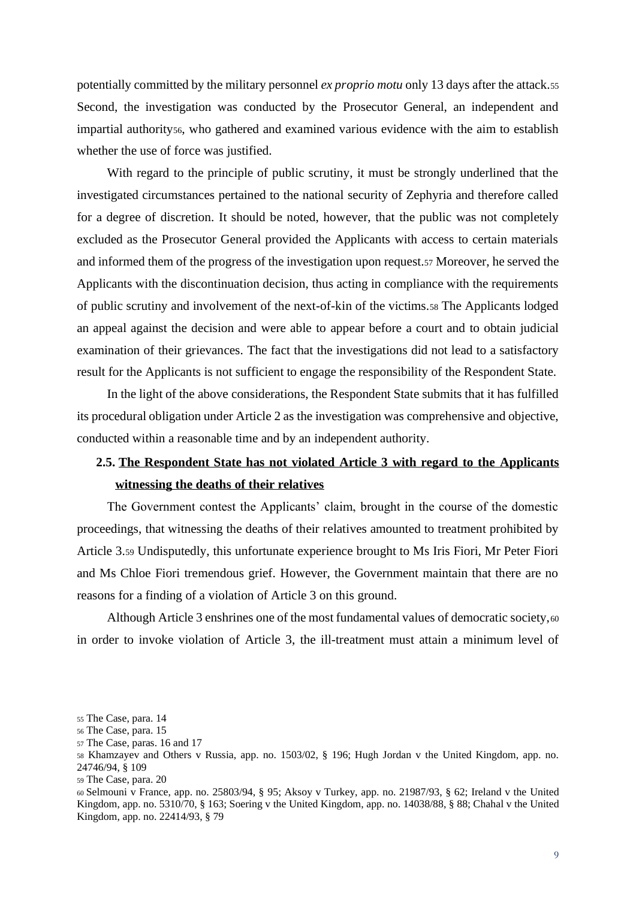potentially committed by the military personnel *ex proprio motu* only 13 days after the attack.[55] Second, the investigation was conducted by the Prosecutor General, an independent and impartial authority[56], who gathered and examined various evidence with the aim to establish whether the use of force was justified.

With regard to the principle of public scrutiny, it must be strongly underlined that the investigated circumstances pertained to the national security of Zephyria and therefore called for a degree of discretion. It should be noted, however, that the public was not completely excluded as the Prosecutor General provided the Applicants with access to certain materials and informed them of the progress of the investigation upon request.[57] Moreover, he served the Applicants with the discontinuation decision, thus acting in compliance with the requirements of public scrutiny and involvement of the next-of-kin of the victims.[58] The Applicants lodged an appeal against the decision and were able to appear before a court and to obtain judicial examination of their grievances. The fact that the investigations did not lead to a satisfactory result for the Applicants is not sufficient to engage the responsibility of the Respondent State.

In the light of the above considerations, the Respondent State submits that it has fulfilled its procedural obligation under Article 2 as the investigation was comprehensive and objective, conducted within a reasonable time and by an independent authority.

### 2.5. <u>**The Respondent State has not violated Article 3 with regard to the Applicants witnessing the deaths of their relatives**</u>

The Government contest the Applicants' claim, brought in the course of the domestic proceedings, that witnessing the deaths of their relatives amounted to treatment prohibited by Article 3.[59] Undisputedly, this unfortunate experience brought to Ms Iris Fiori, Mr Peter Fiori and Ms Chloe Fiori tremendous grief. However, the Government maintain that there are no reasons for a finding of a violation of Article 3 on this ground.

Although Article 3 enshrines one of the most fundamental values of democratic society,[60] in order to invoke violation of Article 3, the ill-treatment must attain a minimum level of

---

[55] The Case, para. 14

[56] The Case, para. 15

[57] The Case, paras. 16 and 17

[58] Khamzayev and Others v Russia, app. no. 1503/02, § 196; Hugh Jordan v the United Kingdom, app. no. 24746/94, § 109

[59] The Case, para. 20

[60] Selmouni v France, app. no. 25803/94, § 95; Aksoy v Turkey, app. no. 21987/93, § 62; Ireland v the United Kingdom, app. no. 5310/70, § 163; Soering v the United Kingdom, app. no. 14038/88, § 88; Chahal v the United Kingdom, app. no. 22414/93, § 79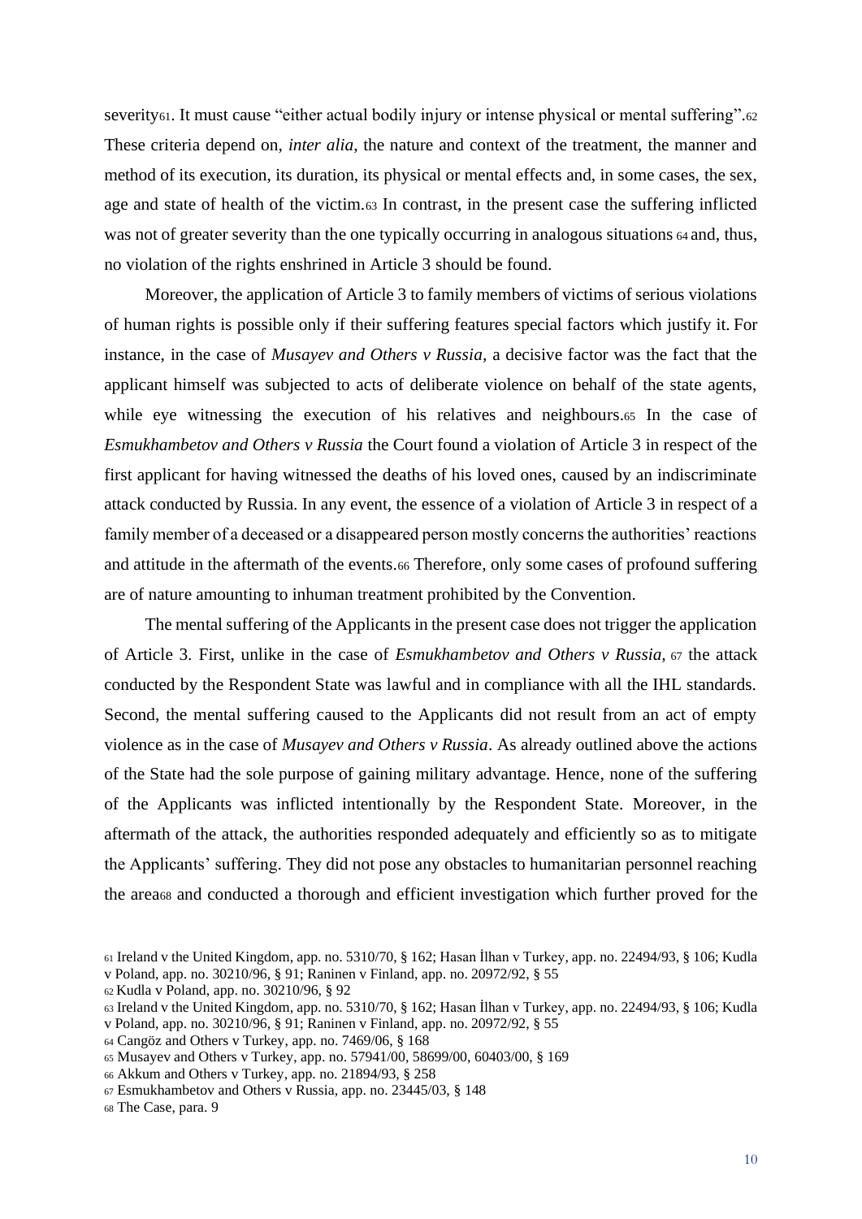severity[61]. It must cause "either actual bodily injury or intense physical or mental suffering".[62] These criteria depend on, *inter alia*, the nature and context of the treatment, the manner and method of its execution, its duration, its physical or mental effects and, in some cases, the sex, age and state of health of the victim.[63] In contrast, in the present case the suffering inflicted was not of greater severity than the one typically occurring in analogous situations [64] and, thus, no violation of the rights enshrined in Article 3 should be found.

Moreover, the application of Article 3 to family members of victims of serious violations of human rights is possible only if their suffering features special factors which justify it. For instance, in the case of *Musayev and Others v Russia,* a decisive factor was the fact that the applicant himself was subjected to acts of deliberate violence on behalf of the state agents, while eye witnessing the execution of his relatives and neighbours.[65] In the case of *Esmukhambetov and Others v Russia* the Court found a violation of Article 3 in respect of the first applicant for having witnessed the deaths of his loved ones, caused by an indiscriminate attack conducted by Russia. In any event, the essence of a violation of Article 3 in respect of a family member of a deceased or a disappeared person mostly concerns the authorities' reactions and attitude in the aftermath of the events.[66] Therefore, only some cases of profound suffering are of nature amounting to inhuman treatment prohibited by the Convention.

The mental suffering of the Applicants in the present case does not trigger the application of Article 3. First, unlike in the case of *Esmukhambetov and Others v Russia,* [67] the attack conducted by the Respondent State was lawful and in compliance with all the IHL standards. Second, the mental suffering caused to the Applicants did not result from an act of empty violence as in the case of *Musayev and Others v Russia*. As already outlined above the actions of the State had the sole purpose of gaining military advantage. Hence, none of the suffering of the Applicants was inflicted intentionally by the Respondent State. Moreover, in the aftermath of the attack, the authorities responded adequately and efficiently so as to mitigate the Applicants' suffering. They did not pose any obstacles to humanitarian personnel reaching the area[68] and conducted a thorough and efficient investigation which further proved for the

[61] Ireland v the United Kingdom, app. no. 5310/70, § 162; Hasan İlhan v Turkey, app. no. 22494/93, § 106; Kudla v Poland, app. no. 30210/96, § 91; Raninen v Finland, app. no. 20972/92, § 55

[62] Kudla v Poland, app. no. 30210/96, § 92

[63] Ireland v the United Kingdom, app. no. 5310/70, § 162; Hasan İlhan v Turkey, app. no. 22494/93, § 106; Kudla v Poland, app. no. 30210/96, § 91; Raninen v Finland, app. no. 20972/92, § 55

[64] Cangöz and Others v Turkey, app. no. 7469/06, § 168

[65] Musayev and Others v Turkey, app. no. 57941/00, 58699/00, 60403/00, § 169

[66] Akkum and Others v Turkey, app. no. 21894/93, § 258

[67] Esmukhambetov and Others v Russia, app. no. 23445/03, § 148

[68] The Case, para. 9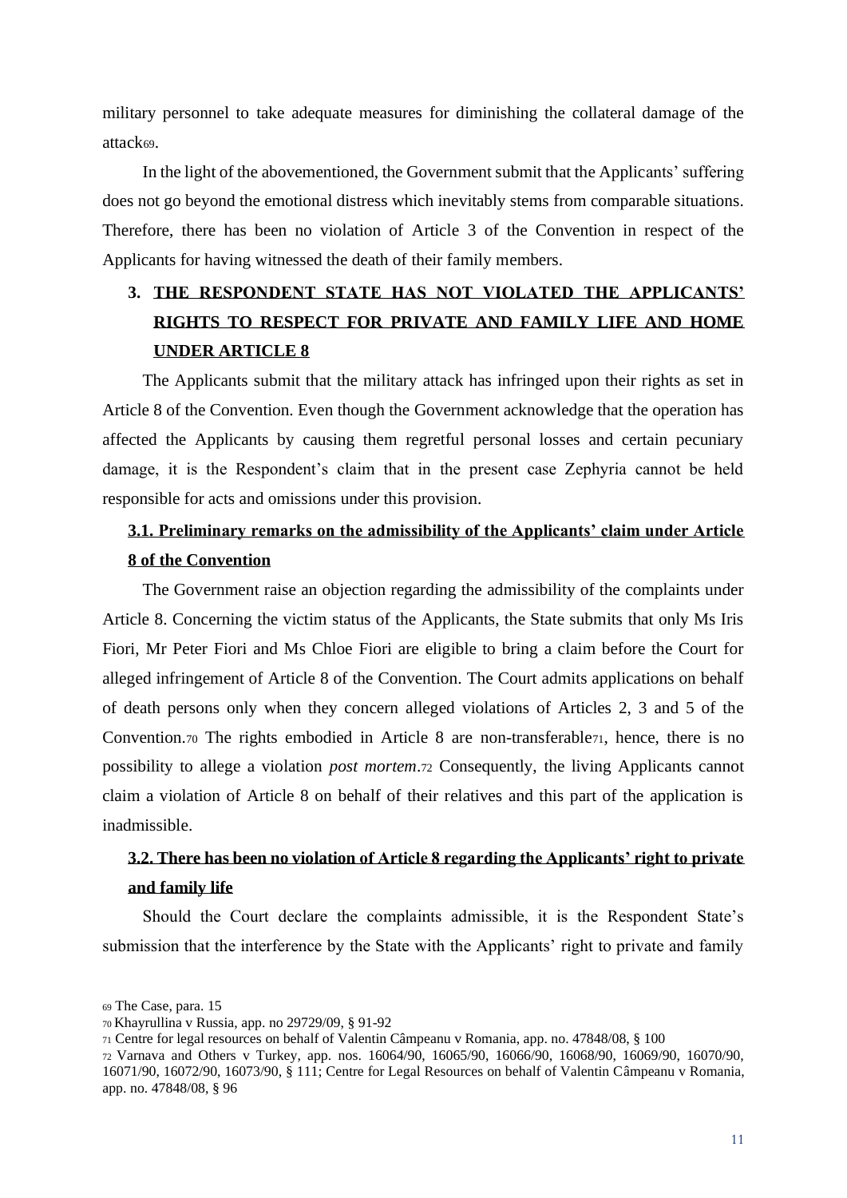military personnel to take adequate measures for diminishing the collateral damage of the attack[69].

In the light of the abovementioned, the Government submit that the Applicants' suffering does not go beyond the emotional distress which inevitably stems from comparable situations. Therefore, there has been no violation of Article 3 of the Convention in respect of the Applicants for having witnessed the death of their family members.

## 3. THE RESPONDENT STATE HAS NOT VIOLATED THE APPLICANTS' RIGHTS TO RESPECT FOR PRIVATE AND FAMILY LIFE AND HOME UNDER ARTICLE 8

The Applicants submit that the military attack has infringed upon their rights as set in Article 8 of the Convention. Even though the Government acknowledge that the operation has affected the Applicants by causing them regretful personal losses and certain pecuniary damage, it is the Respondent's claim that in the present case Zephyria cannot be held responsible for acts and omissions under this provision.

### 3.1. Preliminary remarks on the admissibility of the Applicants' claim under Article 8 of the Convention

The Government raise an objection regarding the admissibility of the complaints under Article 8. Concerning the victim status of the Applicants, the State submits that only Ms Iris Fiori, Mr Peter Fiori and Ms Chloe Fiori are eligible to bring a claim before the Court for alleged infringement of Article 8 of the Convention. The Court admits applications on behalf of death persons only when they concern alleged violations of Articles 2, 3 and 5 of the Convention.[70] The rights embodied in Article 8 are non-transferable[71], hence, there is no possibility to allege a violation *post mortem*.[72] Consequently, the living Applicants cannot claim a violation of Article 8 on behalf of their relatives and this part of the application is inadmissible.

### 3.2. There has been no violation of Article 8 regarding the Applicants' right to private and family life

Should the Court declare the complaints admissible, it is the Respondent State's submission that the interference by the State with the Applicants' right to private and family

---

[69] The Case, para. 15

[70] Khayrullina v Russia, app. no 29729/09, § 91-92

[71] Centre for legal resources on behalf of Valentin Câmpeanu v Romania, app. no. 47848/08, § 100

[72] Varnava and Others v Turkey, app. nos. 16064/90, 16065/90, 16066/90, 16068/90, 16069/90, 16070/90, 16071/90, 16072/90, 16073/90, § 111; Centre for Legal Resources on behalf of Valentin Câmpeanu v Romania, app. no. 47848/08, § 96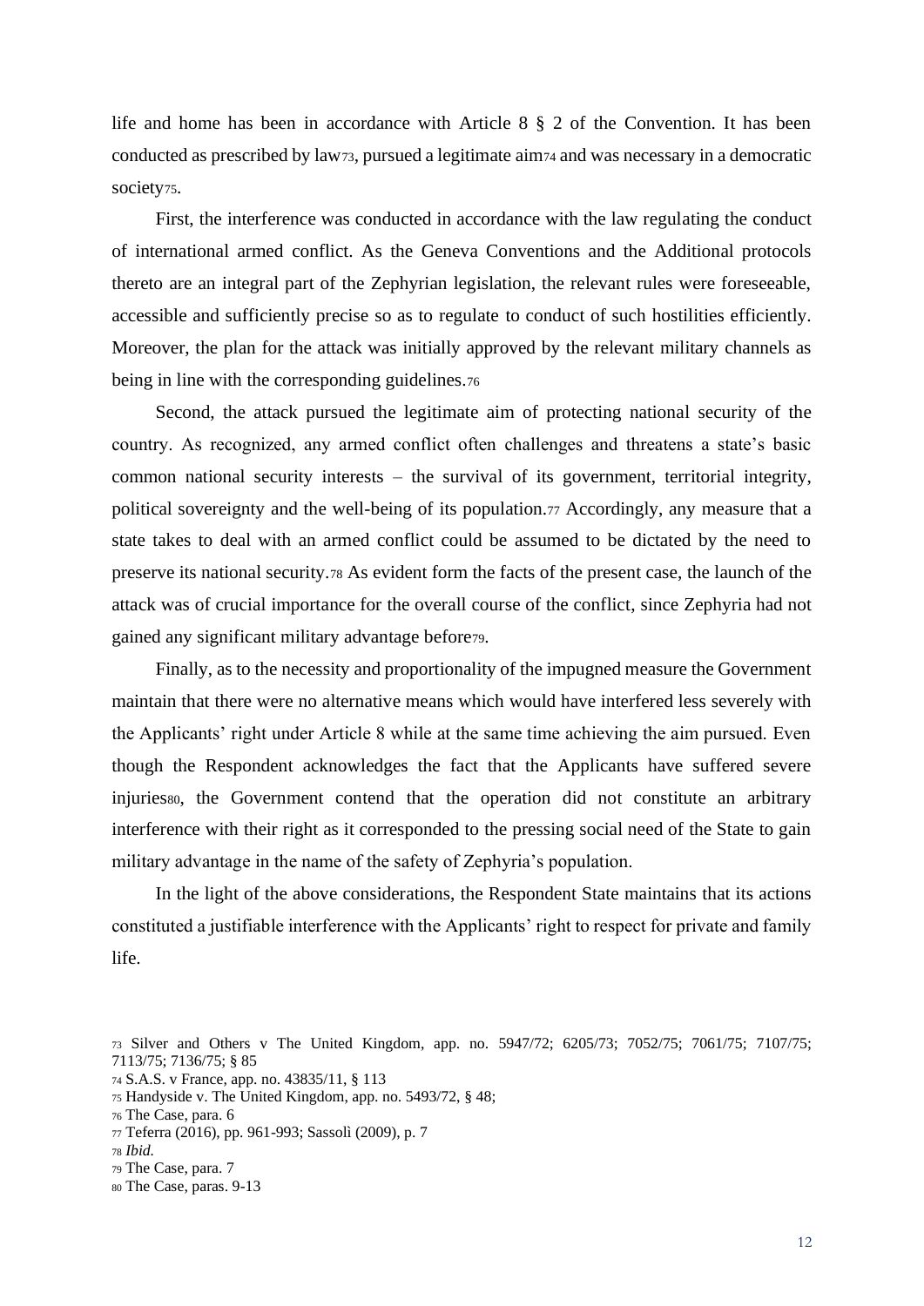life and home has been in accordance with Article 8 § 2 of the Convention. It has been conducted as prescribed by law[73], pursued a legitimate aim[74] and was necessary in a democratic society[75].

First, the interference was conducted in accordance with the law regulating the conduct of international armed conflict. As the Geneva Conventions and the Additional protocols thereto are an integral part of the Zephyrian legislation, the relevant rules were foreseeable, accessible and sufficiently precise so as to regulate to conduct of such hostilities efficiently. Moreover, the plan for the attack was initially approved by the relevant military channels as being in line with the corresponding guidelines.[76]

Second, the attack pursued the legitimate aim of protecting national security of the country. As recognized, any armed conflict often challenges and threatens a state's basic common national security interests – the survival of its government, territorial integrity, political sovereignty and the well-being of its population.[77] Accordingly, any measure that a state takes to deal with an armed conflict could be assumed to be dictated by the need to preserve its national security.[78] As evident form the facts of the present case, the launch of the attack was of crucial importance for the overall course of the conflict, since Zephyria had not gained any significant military advantage before[79].

Finally, as to the necessity and proportionality of the impugned measure the Government maintain that there were no alternative means which would have interfered less severely with the Applicants' right under Article 8 while at the same time achieving the aim pursued. Even though the Respondent acknowledges the fact that the Applicants have suffered severe injuries[80], the Government contend that the operation did not constitute an arbitrary interference with their right as it corresponded to the pressing social need of the State to gain military advantage in the name of the safety of Zephyria's population.

In the light of the above considerations, the Respondent State maintains that its actions constituted a justifiable interference with the Applicants' right to respect for private and family life.

---

[73] Silver and Others v The United Kingdom, app. no. 5947/72; 6205/73; 7052/75; 7061/75; 7107/75; 7113/75; 7136/75; § 85

[74] S.A.S. v France, app. no. 43835/11, § 113

[75] Handyside v. The United Kingdom, app. no. 5493/72, § 48;

[76] The Case, para. 6

[77] Teferra (2016), pp. 961-993; Sassolì (2009), p. 7

[78] *Ibid.*

[79] The Case, para. 7

[80] The Case, paras. 9-13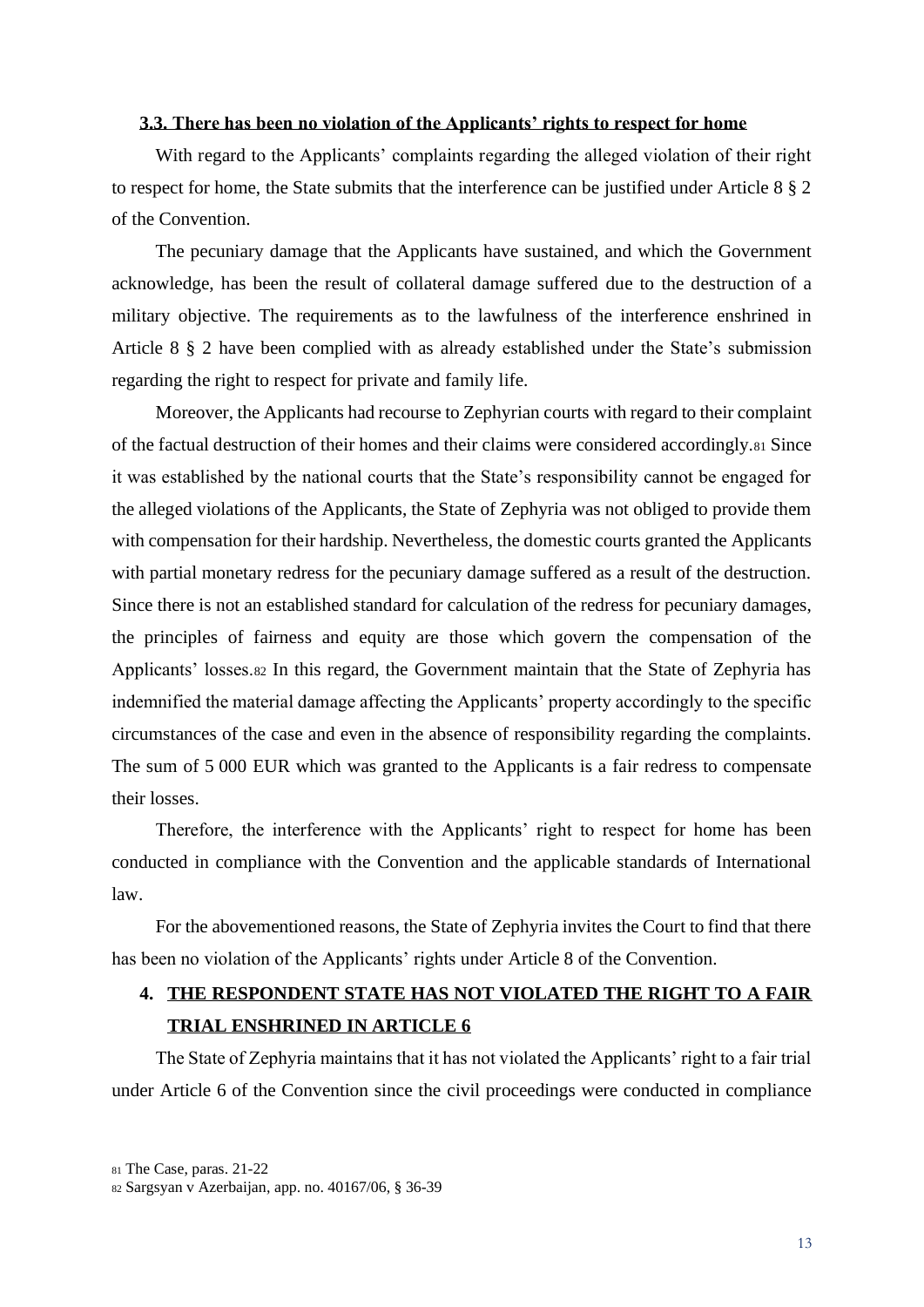### 3.3. There has been no violation of the Applicants' rights to respect for home

With regard to the Applicants' complaints regarding the alleged violation of their right to respect for home, the State submits that the interference can be justified under Article 8 § 2 of the Convention.

The pecuniary damage that the Applicants have sustained, and which the Government acknowledge, has been the result of collateral damage suffered due to the destruction of a military objective. The requirements as to the lawfulness of the interference enshrined in Article 8 § 2 have been complied with as already established under the State's submission regarding the right to respect for private and family life.

Moreover, the Applicants had recourse to Zephyrian courts with regard to their complaint of the factual destruction of their homes and their claims were considered accordingly.[81] Since it was established by the national courts that the State's responsibility cannot be engaged for the alleged violations of the Applicants, the State of Zephyria was not obliged to provide them with compensation for their hardship. Nevertheless, the domestic courts granted the Applicants with partial monetary redress for the pecuniary damage suffered as a result of the destruction. Since there is not an established standard for calculation of the redress for pecuniary damages, the principles of fairness and equity are those which govern the compensation of the Applicants' losses.[82] In this regard, the Government maintain that the State of Zephyria has indemnified the material damage affecting the Applicants' property accordingly to the specific circumstances of the case and even in the absence of responsibility regarding the complaints. The sum of 5 000 EUR which was granted to the Applicants is a fair redress to compensate their losses.

Therefore, the interference with the Applicants' right to respect for home has been conducted in compliance with the Convention and the applicable standards of International law.

For the abovementioned reasons, the State of Zephyria invites the Court to find that there has been no violation of the Applicants' rights under Article 8 of the Convention.

## 4. THE RESPONDENT STATE HAS NOT VIOLATED THE RIGHT TO A FAIR TRIAL ENSHRINED IN ARTICLE 6

The State of Zephyria maintains that it has not violated the Applicants' right to a fair trial under Article 6 of the Convention since the civil proceedings were conducted in compliance

---

[81] The Case, paras. 21-22

[82] Sargsyan v Azerbaijan, app. no. 40167/06, § 36-39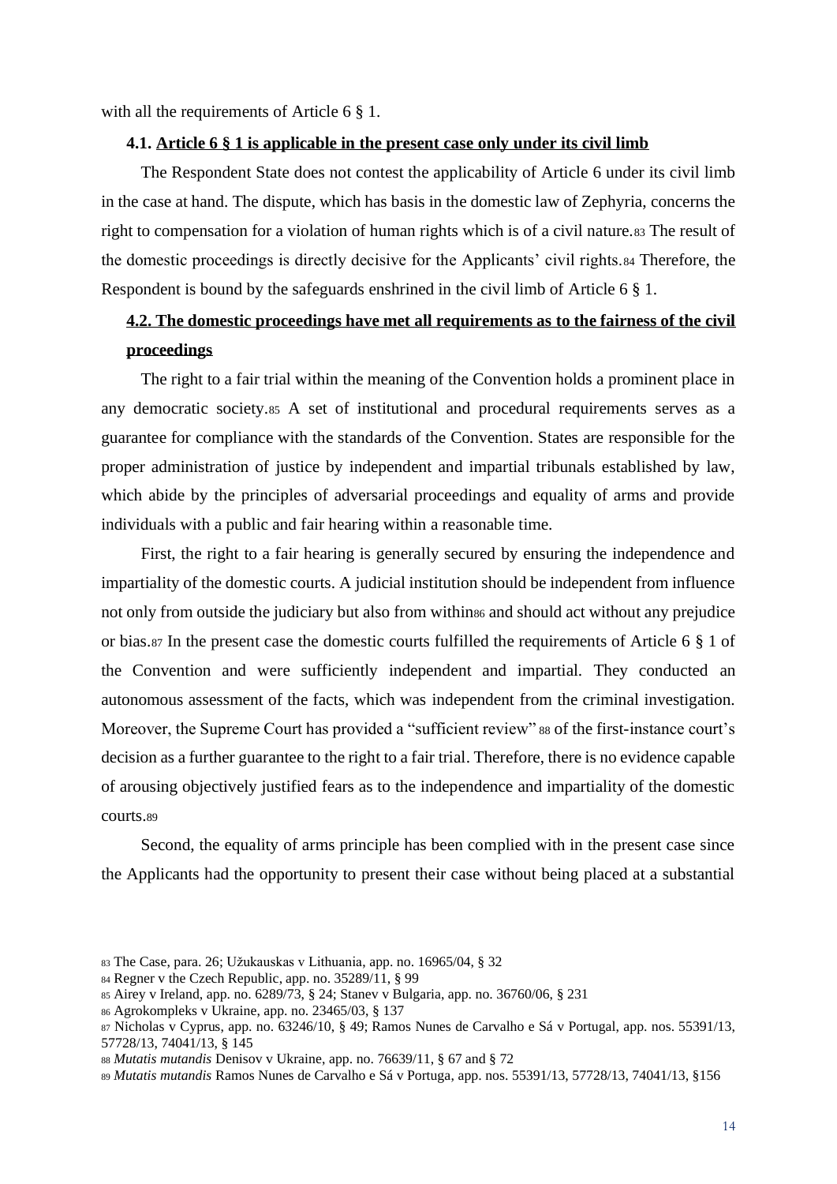with all the requirements of Article 6 § 1.

### 4.1. Article 6 § 1 is applicable in the present case only under its civil limb

The Respondent State does not contest the applicability of Article 6 under its civil limb in the case at hand. The dispute, which has basis in the domestic law of Zephyria, concerns the right to compensation for a violation of human rights which is of a civil nature.[83] The result of the domestic proceedings is directly decisive for the Applicants' civil rights.[84] Therefore, the Respondent is bound by the safeguards enshrined in the civil limb of Article 6 § 1.

### 4.2. The domestic proceedings have met all requirements as to the fairness of the civil proceedings

The right to a fair trial within the meaning of the Convention holds a prominent place in any democratic society.[85] A set of institutional and procedural requirements serves as a guarantee for compliance with the standards of the Convention. States are responsible for the proper administration of justice by independent and impartial tribunals established by law, which abide by the principles of adversarial proceedings and equality of arms and provide individuals with a public and fair hearing within a reasonable time.

First, the right to a fair hearing is generally secured by ensuring the independence and impartiality of the domestic courts. A judicial institution should be independent from influence not only from outside the judiciary but also from within[86] and should act without any prejudice or bias.[87] In the present case the domestic courts fulfilled the requirements of Article 6 § 1 of the Convention and were sufficiently independent and impartial. They conducted an autonomous assessment of the facts, which was independent from the criminal investigation. Moreover, the Supreme Court has provided a "sufficient review"[88] of the first-instance court's decision as a further guarantee to the right to a fair trial. Therefore, there is no evidence capable of arousing objectively justified fears as to the independence and impartiality of the domestic courts.[89]

Second, the equality of arms principle has been complied with in the present case since the Applicants had the opportunity to present their case without being placed at a substantial

[83] The Case, para. 26; Užukauskas v Lithuania, app. no. 16965/04, § 32

[84] Regner v the Czech Republic, app. no. 35289/11, § 99

[85] Airey v Ireland, app. no. 6289/73, § 24; Stanev v Bulgaria, app. no. 36760/06, § 231

[86] Agrokompleks v Ukraine, app. no. 23465/03, § 137

[87] Nicholas v Cyprus, app. no. 63246/10, § 49; Ramos Nunes de Carvalho e Sá v Portugal, app. nos. 55391/13, 57728/13, 74041/13, § 145

[88] *Mutatis mutandis* Denisov v Ukraine, app. no. 76639/11, § 67 and § 72

[89] *Mutatis mutandis* Ramos Nunes de Carvalho e Sá v Portuga, app. nos. 55391/13, 57728/13, 74041/13, §156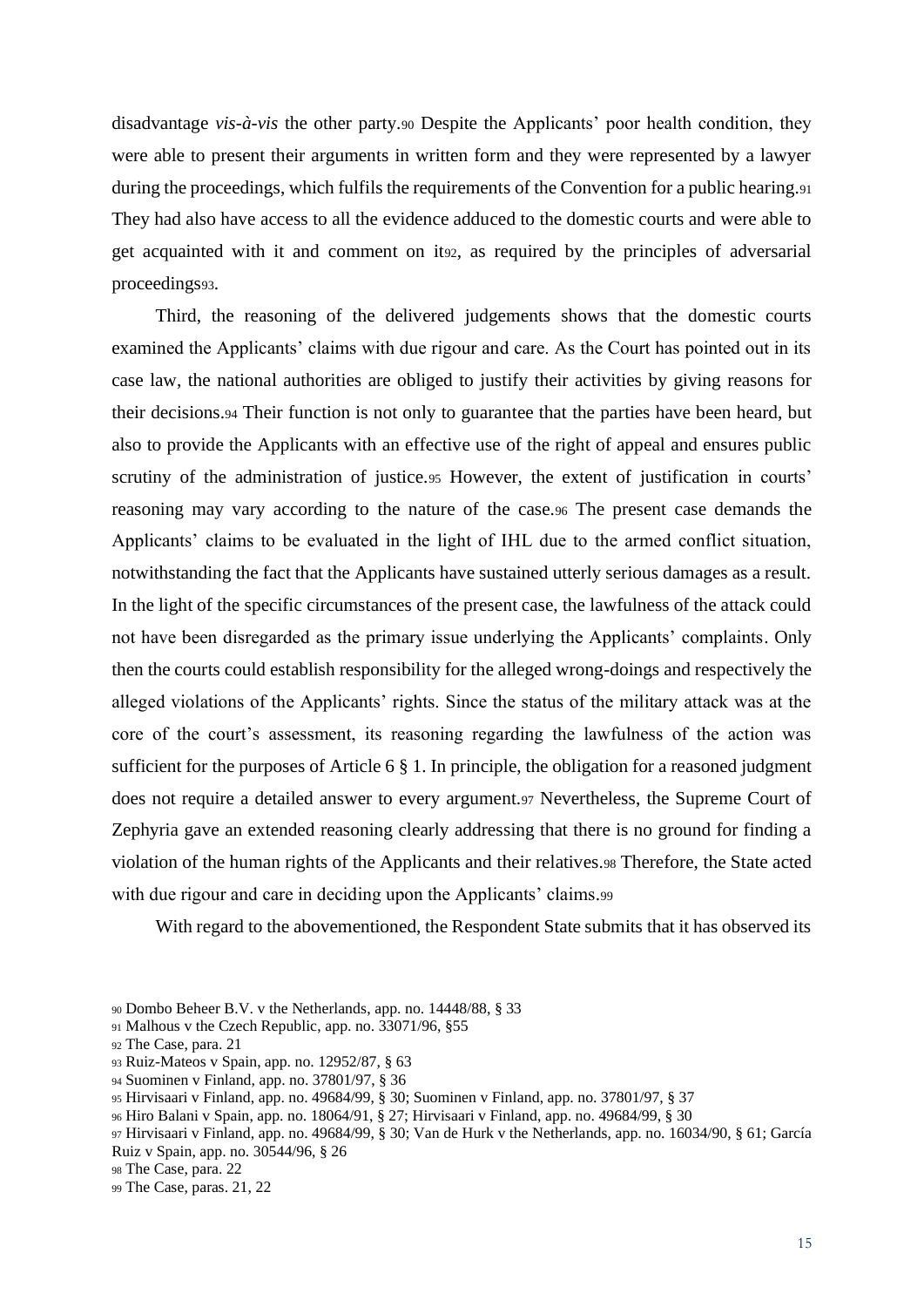disadvantage *vis-à-vis* the other party.[90] Despite the Applicants' poor health condition, they were able to present their arguments in written form and they were represented by a lawyer during the proceedings, which fulfils the requirements of the Convention for a public hearing.[91] They had also have access to all the evidence adduced to the domestic courts and were able to get acquainted with it and comment on it[92], as required by the principles of adversarial proceedings[93].

Third, the reasoning of the delivered judgements shows that the domestic courts examined the Applicants' claims with due rigour and care. As the Court has pointed out in its case law, the national authorities are obliged to justify their activities by giving reasons for their decisions.[94] Their function is not only to guarantee that the parties have been heard, but also to provide the Applicants with an effective use of the right of appeal and ensures public scrutiny of the administration of justice.[95] However, the extent of justification in courts' reasoning may vary according to the nature of the case.[96] The present case demands the Applicants' claims to be evaluated in the light of IHL due to the armed conflict situation, notwithstanding the fact that the Applicants have sustained utterly serious damages as a result. In the light of the specific circumstances of the present case, the lawfulness of the attack could not have been disregarded as the primary issue underlying the Applicants' complaints. Only then the courts could establish responsibility for the alleged wrong-doings and respectively the alleged violations of the Applicants' rights. Since the status of the military attack was at the core of the court's assessment, its reasoning regarding the lawfulness of the action was sufficient for the purposes of Article 6 § 1. In principle, the obligation for a reasoned judgment does not require a detailed answer to every argument.[97] Nevertheless, the Supreme Court of Zephyria gave an extended reasoning clearly addressing that there is no ground for finding a violation of the human rights of the Applicants and their relatives.[98] Therefore, the State acted with due rigour and care in deciding upon the Applicants' claims.[99]

With regard to the abovementioned, the Respondent State submits that it has observed its

---

[90] Dombo Beheer B.V. v the Netherlands, app. no. 14448/88, § 33

[91] Malhous v the Czech Republic, app. no. 33071/96, §55

[92] The Case, para. 21

[93] Ruiz-Mateos v Spain, app. no. 12952/87, § 63

[94] Suominen v Finland, app. no. 37801/97, § 36

[95] Hirvisaari v Finland, app. no. 49684/99, § 30; Suominen v Finland, app. no. 37801/97, § 37

[96] Hiro Balani v Spain, app. no. 18064/91, § 27; Hirvisaari v Finland, app. no. 49684/99, § 30

[97] Hirvisaari v Finland, app. no. 49684/99, § 30; Van de Hurk v the Netherlands, app. no. 16034/90, § 61; García Ruiz v Spain, app. no. 30544/96, § 26

[98] The Case, para. 22

[99] The Case, paras. 21, 22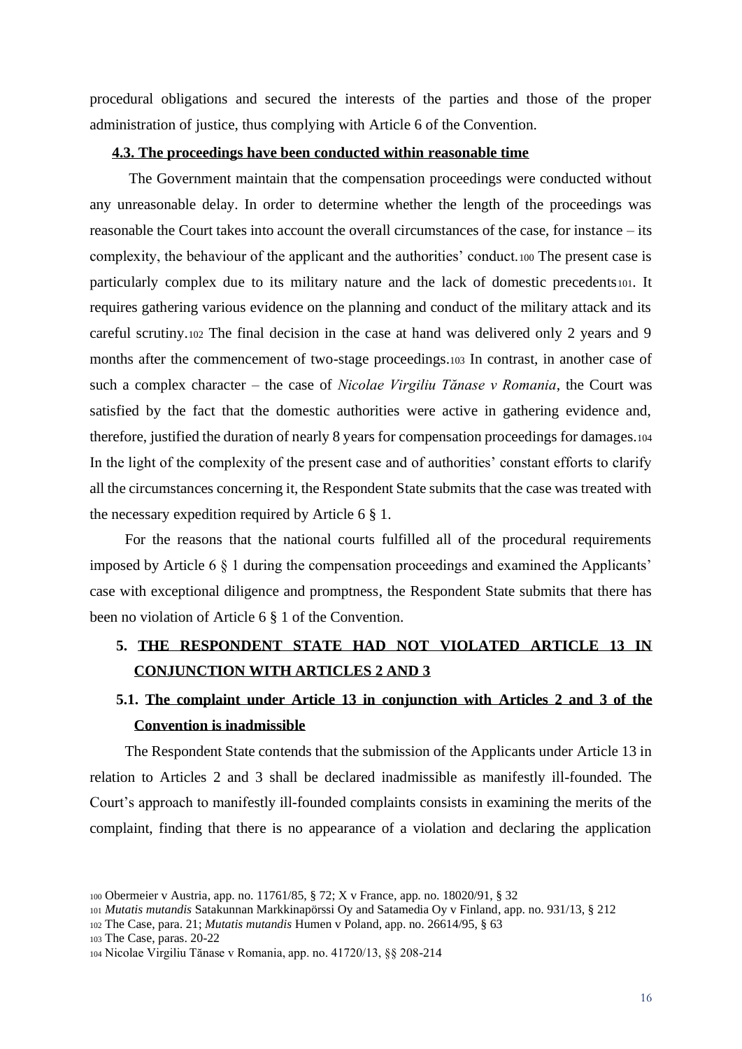procedural obligations and secured the interests of the parties and those of the proper administration of justice, thus complying with Article 6 of the Convention.

### 4.3. The proceedings have been conducted within reasonable time

The Government maintain that the compensation proceedings were conducted without any unreasonable delay. In order to determine whether the length of the proceedings was reasonable the Court takes into account the overall circumstances of the case, for instance – its complexity, the behaviour of the applicant and the authorities' conduct.[100] The present case is particularly complex due to its military nature and the lack of domestic precedents[101]. It requires gathering various evidence on the planning and conduct of the military attack and its careful scrutiny.[102] The final decision in the case at hand was delivered only 2 years and 9 months after the commencement of two-stage proceedings.[103] In contrast, in another case of such a complex character – the case of *Nicolae Virgiliu Tănase v Romania*, the Court was satisfied by the fact that the domestic authorities were active in gathering evidence and, therefore, justified the duration of nearly 8 years for compensation proceedings for damages.[104] In the light of the complexity of the present case and of authorities' constant efforts to clarify all the circumstances concerning it, the Respondent State submits that the case was treated with the necessary expedition required by Article 6 § 1.

For the reasons that the national courts fulfilled all of the procedural requirements imposed by Article 6 § 1 during the compensation proceedings and examined the Applicants' case with exceptional diligence and promptness, the Respondent State submits that there has been no violation of Article 6 § 1 of the Convention.

## 5. THE RESPONDENT STATE HAD NOT VIOLATED ARTICLE 13 IN CONJUNCTION WITH ARTICLES 2 AND 3

### 5.1. The complaint under Article 13 in conjunction with Articles 2 and 3 of the Convention is inadmissible

The Respondent State contends that the submission of the Applicants under Article 13 in relation to Articles 2 and 3 shall be declared inadmissible as manifestly ill-founded. The Court's approach to manifestly ill-founded complaints consists in examining the merits of the complaint, finding that there is no appearance of a violation and declaring the application

---

[100] Obermeier v Austria, app. no. 11761/85, § 72; X v France, app. no. 18020/91, § 32

[101] *Mutatis mutandis* Satakunnan Markkinapörssi Oy and Satamedia Oy v Finland, app. no. 931/13, § 212

[102] The Case, para. 21; *Mutatis mutandis* Humen v Poland, app. no. 26614/95, § 63

[103] The Case, paras. 20-22

[104] Nicolae Virgiliu Tănase v Romania, app. no. 41720/13, §§ 208-214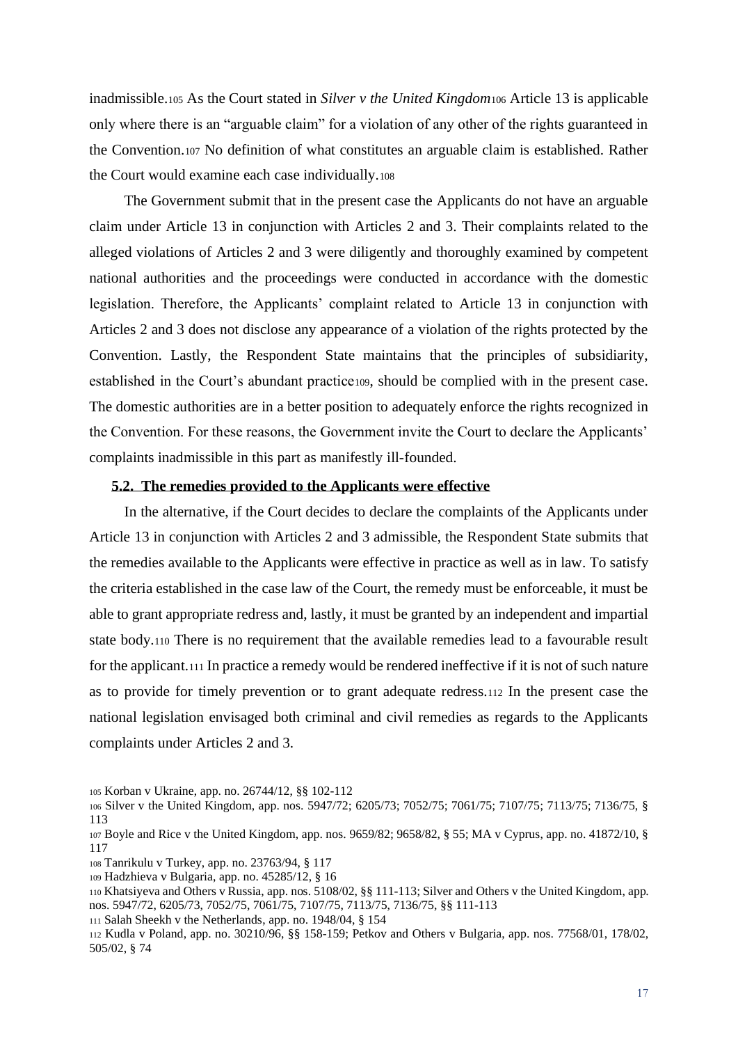inadmissible.[105] As the Court stated in *Silver v the United Kingdom*[106] Article 13 is applicable only where there is an "arguable claim" for a violation of any other of the rights guaranteed in the Convention.[107] No definition of what constitutes an arguable claim is established. Rather the Court would examine each case individually.[108]

The Government submit that in the present case the Applicants do not have an arguable claim under Article 13 in conjunction with Articles 2 and 3. Their complaints related to the alleged violations of Articles 2 and 3 were diligently and thoroughly examined by competent national authorities and the proceedings were conducted in accordance with the domestic legislation. Therefore, the Applicants' complaint related to Article 13 in conjunction with Articles 2 and 3 does not disclose any appearance of a violation of the rights protected by the Convention. Lastly, the Respondent State maintains that the principles of subsidiarity, established in the Court's abundant practice[109], should be complied with in the present case. The domestic authorities are in a better position to adequately enforce the rights recognized in the Convention. For these reasons, the Government invite the Court to declare the Applicants' complaints inadmissible in this part as manifestly ill-founded.

### 5.2. The remedies provided to the Applicants were effective

In the alternative, if the Court decides to declare the complaints of the Applicants under Article 13 in conjunction with Articles 2 and 3 admissible, the Respondent State submits that the remedies available to the Applicants were effective in practice as well as in law. To satisfy the criteria established in the case law of the Court, the remedy must be enforceable, it must be able to grant appropriate redress and, lastly, it must be granted by an independent and impartial state body.[110] There is no requirement that the available remedies lead to a favourable result for the applicant.[111] In practice a remedy would be rendered ineffective if it is not of such nature as to provide for timely prevention or to grant adequate redress.[112] In the present case the national legislation envisaged both criminal and civil remedies as regards to the Applicants complaints under Articles 2 and 3.

---

[105] Korban v Ukraine, app. no. 26744/12, §§ 102-112

[106] Silver v the United Kingdom, app. nos. 5947/72; 6205/73; 7052/75; 7061/75; 7107/75; 7113/75; 7136/75, § 113

[107] Boyle and Rice v the United Kingdom, app. nos. 9659/82; 9658/82, § 55; MA v Cyprus, app. no. 41872/10, § 117

[108] Tanrikulu v Turkey, app. no. 23763/94, § 117

[109] Hadzhieva v Bulgaria, app. no. 45285/12, § 16

[110] Khatsiyeva and Others v Russia, app. nos. 5108/02, §§ 111-113; Silver and Others v the United Kingdom, app. nos. 5947/72, 6205/73, 7052/75, 7061/75, 7107/75, 7113/75, 7136/75, §§ 111-113

[111] Salah Sheekh v the Netherlands, app. no. 1948/04, § 154

[112] Kudla v Poland, app. no. 30210/96, §§ 158-159; Petkov and Others v Bulgaria, app. nos. 77568/01, 178/02, 505/02, § 74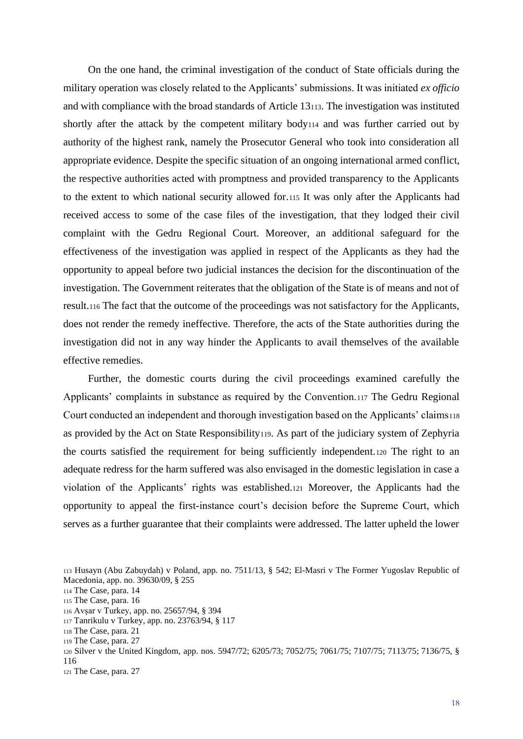On the one hand, the criminal investigation of the conduct of State officials during the military operation was closely related to the Applicants' submissions. It was initiated *ex officio* and with compliance with the broad standards of Article 13[113]. The investigation was instituted shortly after the attack by the competent military body[114] and was further carried out by authority of the highest rank, namely the Prosecutor General who took into consideration all appropriate evidence. Despite the specific situation of an ongoing international armed conflict, the respective authorities acted with promptness and provided transparency to the Applicants to the extent to which national security allowed for.[115] It was only after the Applicants had received access to some of the case files of the investigation, that they lodged their civil complaint with the Gedru Regional Court. Moreover, an additional safeguard for the effectiveness of the investigation was applied in respect of the Applicants as they had the opportunity to appeal before two judicial instances the decision for the discontinuation of the investigation. The Government reiterates that the obligation of the State is of means and not of result.[116] The fact that the outcome of the proceedings was not satisfactory for the Applicants, does not render the remedy ineffective. Therefore, the acts of the State authorities during the investigation did not in any way hinder the Applicants to avail themselves of the available effective remedies.

Further, the domestic courts during the civil proceedings examined carefully the Applicants' complaints in substance as required by the Convention.[117] The Gedru Regional Court conducted an independent and thorough investigation based on the Applicants' claims[118] as provided by the Act on State Responsibility[119]. As part of the judiciary system of Zephyria the courts satisfied the requirement for being sufficiently independent.[120] The right to an adequate redress for the harm suffered was also envisaged in the domestic legislation in case a violation of the Applicants' rights was established.[121] Moreover, the Applicants had the opportunity to appeal the first-instance court's decision before the Supreme Court, which serves as a further guarantee that their complaints were addressed. The latter upheld the lower

[113] Husayn (Abu Zabuydah) v Poland, app. no. 7511/13, § 542; El-Masri v The Former Yugoslav Republic of Macedonia, app. no. 39630/09, § 255

[114] The Case, para. 14

[115] The Case, para. 16

[116] Avşar v Turkey, app. no. 25657/94, § 394

[117] Tanrikulu v Turkey, app. no. 23763/94, § 117

[118] The Case, para. 21

[119] The Case, para. 27

[120] Silver v the United Kingdom, app. nos. 5947/72; 6205/73; 7052/75; 7061/75; 7107/75; 7113/75; 7136/75, § 116

[121] The Case, para. 27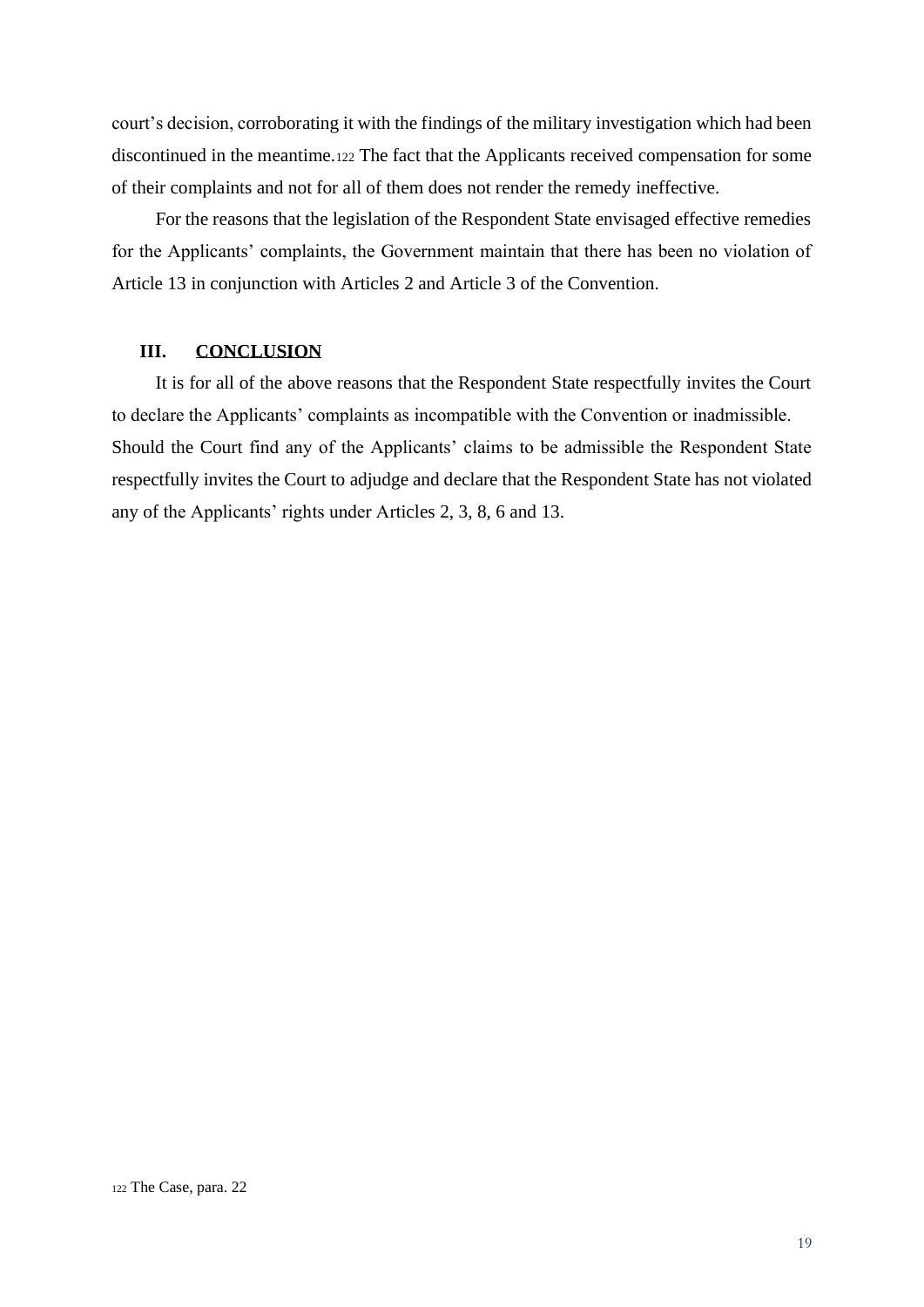court's decision, corroborating it with the findings of the military investigation which had been discontinued in the meantime.[122] The fact that the Applicants received compensation for some of their complaints and not for all of them does not render the remedy ineffective.

For the reasons that the legislation of the Respondent State envisaged effective remedies for the Applicants' complaints, the Government maintain that there has been no violation of Article 13 in conjunction with Articles 2 and Article 3 of the Convention.

## III. CONCLUSION

It is for all of the above reasons that the Respondent State respectfully invites the Court to declare the Applicants' complaints as incompatible with the Convention or inadmissible. Should the Court find any of the Applicants' claims to be admissible the Respondent State respectfully invites the Court to adjudge and declare that the Respondent State has not violated any of the Applicants' rights under Articles 2, 3, 8, 6 and 13.

[122] The Case, para. 22